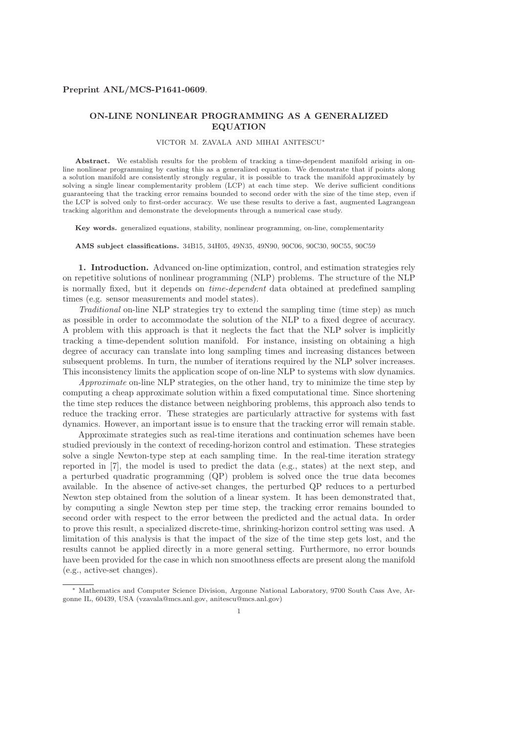**Preprint ANL/MCS-P1641-0609**.

# ON-LINE NONLINEAR PROGRAMMING AS A GENERALIZED EQUATION

VICTOR M. ZAVALA AND MIHAI ANITESCU*

**Abstract.** We establish results for the problem of tracking a time-dependent manifold arising in on-line nonlinear programming by casting this as a generalized equation. We demonstrate that if points along a solution manifold are consistently strongly regular, it is possible to track the manifold approximately by solving a single linear complementarity problem (LCP) at each time step. We derive sufficient conditions guaranteeing that the tracking error remains bounded to second order with the size of the time step, even if the LCP is solved only to first-order accuracy. We use these results to derive a fast, augmented Lagrangean tracking algorithm and demonstrate the developments through a numerical case study.

**Key words.** generalized equations, stability, nonlinear programming, on-line, complementarity

**AMS subject classifications.** 34B15, 34H05, 49N35, 49N90, 90C06, 90C30, 90C55, 90C59

## 1. Introduction.

Advanced on-line optimization, control, and estimation strategies rely on repetitive solutions of nonlinear programming (NLP) problems. The structure of the NLP is normally fixed, but it depends on *time-dependent* data obtained at predefined sampling times (e.g. sensor measurements and model states).

*Traditional* on-line NLP strategies try to extend the sampling time (time step) as much as possible in order to accommodate the solution of the NLP to a fixed degree of accuracy. A problem with this approach is that it neglects the fact that the NLP solver is implicitly tracking a time-dependent solution manifold. For instance, insisting on obtaining a high degree of accuracy can translate into long sampling times and increasing distances between subsequent problems. In turn, the number of iterations required by the NLP solver increases. This inconsistency limits the application scope of on-line NLP to systems with slow dynamics.

*Approximate* on-line NLP strategies, on the other hand, try to minimize the time step by computing a cheap approximate solution within a fixed computational time. Since shortening the time step reduces the distance between neighboring problems, this approach also tends to reduce the tracking error. These strategies are particularly attractive for systems with fast dynamics. However, an important issue is to ensure that the tracking error will remain stable.

Approximate strategies such as real-time iterations and continuation schemes have been studied previously in the context of receding-horizon control and estimation. These strategies solve a single Newton-type step at each sampling time. In the real-time iteration strategy reported in [7], the model is used to predict the data (e.g., states) at the next step, and a perturbed quadratic programming (QP) problem is solved once the true data becomes available. In the absence of active-set changes, the perturbed QP reduces to a perturbed Newton step obtained from the solution of a linear system. It has been demonstrated that, by computing a single Newton step per time step, the tracking error remains bounded to second order with respect to the error between the predicted and the actual data. In order to prove this result, a specialized discrete-time, shrinking-horizon control setting was used. A limitation of this analysis is that the impact of the size of the time step gets lost, and the results cannot be applied directly in a more general setting. Furthermore, no error bounds have been provided for the case in which non smoothness effects are present along the manifold (e.g., active-set changes).

* Mathematics and Computer Science Division, Argonne National Laboratory, 9700 South Cass Ave, Argonne IL, 60439, USA (vzavala@mcs.anl.gov, anitescu@mcs.anl.gov)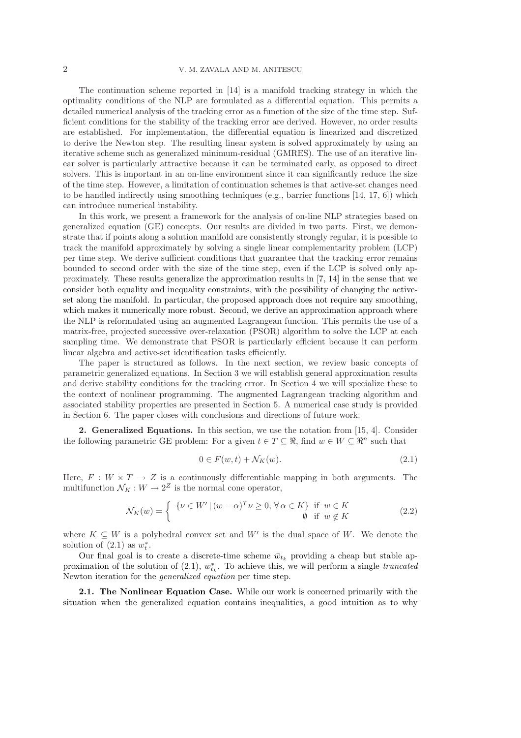The continuation scheme reported in [14] is a manifold tracking strategy in which the optimality conditions of the NLP are formulated as a differential equation. This permits a detailed numerical analysis of the tracking error as a function of the size of the time step. Sufficient conditions for the stability of the tracking error are derived. However, no order results are established. For implementation, the differential equation is linearized and discretized to derive the Newton step. The resulting linear system is solved approximately by using an iterative scheme such as generalized minimum-residual (GMRES). The use of an iterative linear solver is particularly attractive because it can be terminated early, as opposed to direct solvers. This is important in an on-line environment since it can significantly reduce the size of the time step. However, a limitation of continuation schemes is that active-set changes need to be handled indirectly using smoothing techniques (e.g., barrier functions [14, 17, 6]) which can introduce numerical instability.

In this work, we present a framework for the analysis of on-line NLP strategies based on generalized equation (GE) concepts. Our results are divided in two parts. First, we demonstrate that if points along a solution manifold are consistently strongly regular, it is possible to track the manifold approximately by solving a single linear complementarity problem (LCP) per time step. We derive sufficient conditions that guarantee that the tracking error remains bounded to second order with the size of the time step, even if the LCP is solved only approximately. These results generalize the approximation results in [7, 14] in the sense that we consider both equality and inequality constraints, with the possibility of changing the active-set along the manifold. In particular, the proposed approach does not require any smoothing, which makes it numerically more robust. Second, we derive an approximation approach where the NLP is reformulated using an augmented Lagrangean function. This permits the use of a matrix-free, projected successive over-relaxation (PSOR) algorithm to solve the LCP at each sampling time. We demonstrate that PSOR is particularly efficient because it can perform linear algebra and active-set identification tasks efficiently.

The paper is structured as follows. In the next section, we review basic concepts of parametric generalized equations. In Section 3 we will establish general approximation results and derive stability conditions for the tracking error. In Section 4 we will specialize these to the context of nonlinear programming. The augmented Lagrangean tracking algorithm and associated stability properties are presented in Section 5. A numerical case study is provided in Section 6. The paper closes with conclusions and directions of future work.

## 2. Generalized Equations.

In this section, we use the notation from [15, 4]. Consider the following parametric GE problem: For a given $t \in T \subseteq \Re$, find $w \in W \subseteq \Re^n$ such that

$$0 \in F(w,t) + \mathcal{N}_K(w). \tag{2.1}$$

Here, $F : W \times T \to Z$ is a continuously differentiable mapping in both arguments. The multifunction $\mathcal{N}_K : W \to 2^Z$ is the normal cone operator,

$$\mathcal{N}_K(w) = \begin{cases} \{\nu \in W' \,|\, (w-\alpha)^T \nu \geq 0, \; \forall \alpha \in K\} & \text{if } w \in K \\ \emptyset & \text{if } w \notin K \end{cases} \tag{2.2}$$

where $K \subseteq W$ is a polyhedral convex set and $W'$ is the dual space of $W$. We denote the solution of (2.1) as $w_t^*$.

Our final goal is to create a discrete-time scheme $\bar{w}_{t_k}$ providing a cheap but stable approximation of the solution of (2.1), $w_{t_k}^*$. To achieve this, we will perform a single *truncated* Newton iteration for the *generalized equation* per time step.

### 2.1. The Nonlinear Equation Case.

While our work is concerned primarily with the situation when the generalized equation contains inequalities, a good intuition as to why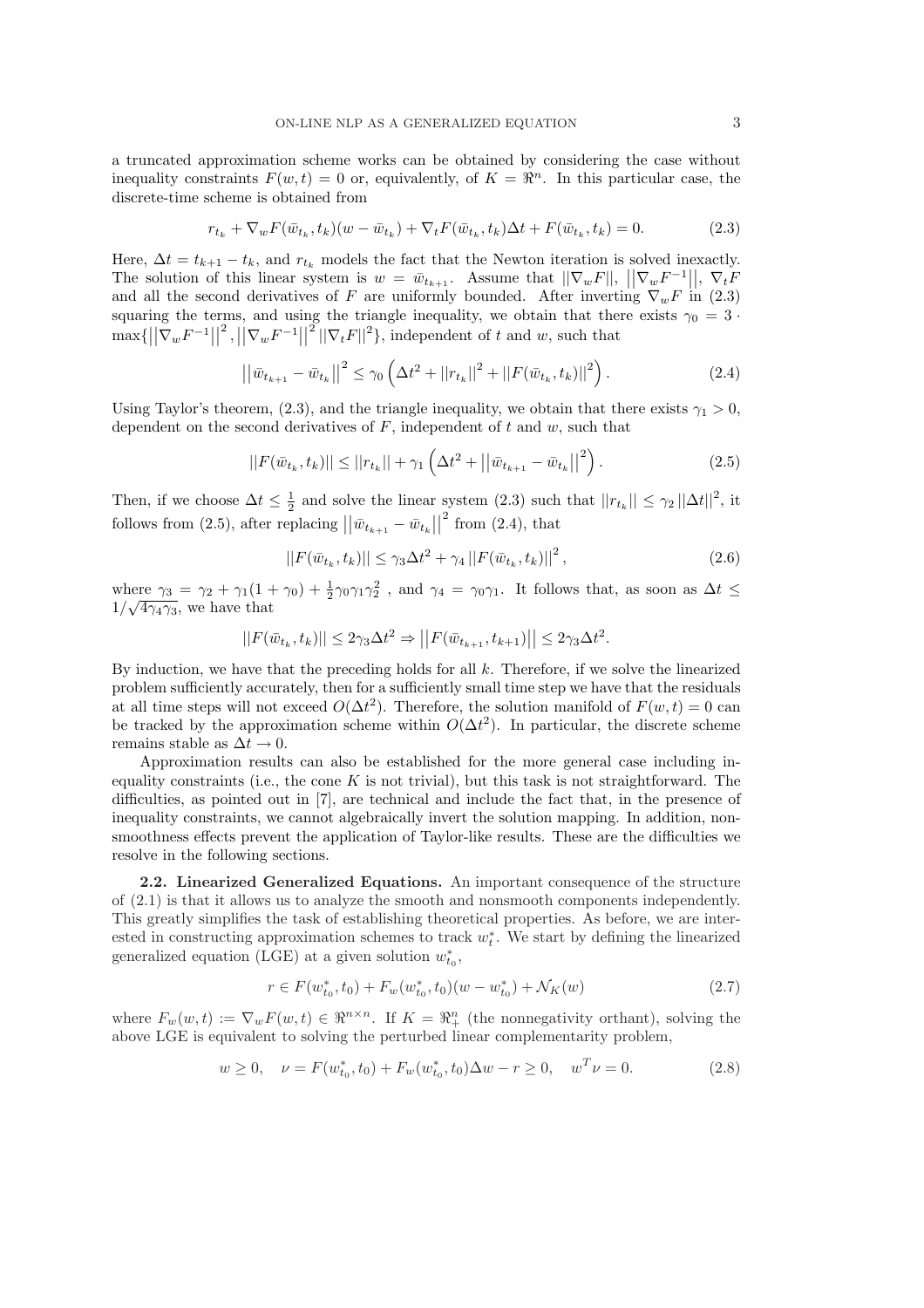a truncated approximation scheme works can be obtained by considering the case without inequality constraints $F(w,t) = 0$ or, equivalently, of $K = \Re^n$. In this particular case, the discrete-time scheme is obtained from

$$r_{t_k} + \nabla_w F(\bar{w}_{t_k}, t_k)(w - \bar{w}_{t_k}) + \nabla_t F(\bar{w}_{t_k}, t_k)\Delta t + F(\bar{w}_{t_k}, t_k) = 0. \tag{2.3}$$

Here, $\Delta t = t_{k+1} - t_k$, and $r_{t_k}$ models the fact that the Newton iteration is solved inexactly. The solution of this linear system is $w = \bar{w}_{t_{k+1}}$. Assume that $||\nabla_w F||$, $\left|\left|\nabla_w F^{-1}\right|\right|$, $\nabla_t F$ and all the second derivatives of $F$ are uniformly bounded. After inverting $\nabla_w F$ in (2.3) squaring the terms, and using the triangle inequality, we obtain that there exists $\gamma_0 = 3 \cdot \max\{\left|\left|\nabla_w F^{-1}\right|\right|^2, \left|\left|\nabla_w F^{-1}\right|\right|^2 ||\nabla_t F||^2\}$, independent of $t$ and $w$, such that

$$\left|\left|\bar{w}_{t_{k+1}} - \bar{w}_{t_k}\right|\right|^2 \leq \gamma_0 \left(\Delta t^2 + ||r_{t_k}||^2 + ||F(\bar{w}_{t_k}, t_k)||^2\right). \tag{2.4}$$

Using Taylor's theorem, (2.3), and the triangle inequality, we obtain that there exists $\gamma_1 > 0$, dependent on the second derivatives of $F$, independent of $t$ and $w$, such that

$$||F(\bar{w}_{t_k}, t_k)|| \leq ||r_{t_k}|| + \gamma_1 \left(\Delta t^2 + \left|\left|\bar{w}_{t_{k+1}} - \bar{w}_{t_k}\right|\right|^2\right). \tag{2.5}$$

Then, if we choose $\Delta t \leq \frac{1}{2}$ and solve the linear system (2.3) such that $||r_{t_k}|| \leq \gamma_2 ||\Delta t||^2$, it follows from (2.5), after replacing $\left|\left|\bar{w}_{t_{k+1}} - \bar{w}_{t_k}\right|\right|^2$ from (2.4), that

$$||F(\bar{w}_{t_k}, t_k)|| \leq \gamma_3 \Delta t^2 + \gamma_4 ||F(\bar{w}_{t_k}, t_k)||^2, \tag{2.6}$$

where $\gamma_3 = \gamma_2 + \gamma_1(1 + \gamma_0) + \frac{1}{2}\gamma_0\gamma_1\gamma_2^2$ , and $\gamma_4 = \gamma_0\gamma_1$. It follows that, as soon as $\Delta t \leq 1/\sqrt{4\gamma_4\gamma_3}$, we have that

$$||F(\bar{w}_{t_k}, t_k)|| \leq 2\gamma_3\Delta t^2 \Rightarrow \left|\left|F(\bar{w}_{t_{k+1}}, t_{k+1})\right|\right| \leq 2\gamma_3\Delta t^2.$$

By induction, we have that the preceding holds for all $k$. Therefore, if we solve the linearized problem sufficiently accurately, then for a sufficiently small time step we have that the residuals at all time steps will not exceed $O(\Delta t^2)$. Therefore, the solution manifold of $F(w,t) = 0$ can be tracked by the approximation scheme within $O(\Delta t^2)$. In particular, the discrete scheme remains stable as $\Delta t \to 0$.

Approximation results can also be established for the more general case including inequality constraints (i.e., the cone $K$ is not trivial), but this task is not straightforward. The difficulties, as pointed out in [7], are technical and include the fact that, in the presence of inequality constraints, we cannot algebraically invert the solution mapping. In addition, nonsmoothness effects prevent the application of Taylor-like results. These are the difficulties we resolve in the following sections.

**2.2. Linearized Generalized Equations.** An important consequence of the structure of (2.1) is that it allows us to analyze the smooth and nonsmooth components independently. This greatly simplifies the task of establishing theoretical properties. As before, we are interested in constructing approximation schemes to track $w_t^*$. We start by defining the linearized generalized equation (LGE) at a given solution $w_{t_0}^*$,

$$r \in F(w_{t_0}^*, t_0) + F_w(w_{t_0}^*, t_0)(w - w_{t_0}^*) + \mathcal{N}_K(w) \tag{2.7}$$

where $F_w(w,t) := \nabla_w F(w,t) \in \Re^{n \times n}$. If $K = \Re_+^n$ (the nonnegativity orthant), solving the above LGE is equivalent to solving the perturbed linear complementarity problem,

$$w \geq 0, \quad \nu = F(w_{t_0}^*, t_0) + F_w(w_{t_0}^*, t_0)\Delta w - r \geq 0, \quad w^T\nu = 0. \tag{2.8}$$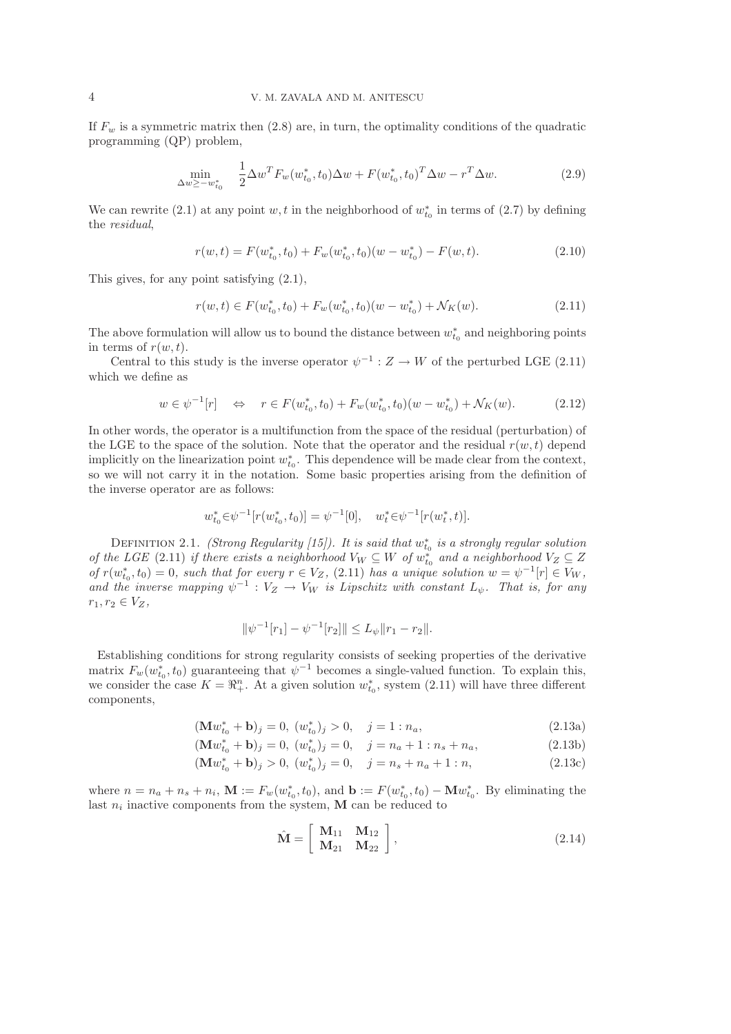If $F_w$ is a symmetric matrix then (2.8) are, in turn, the optimality conditions of the quadratic programming (QP) problem,

$$\min_{\Delta w \geq -w^*_{t_0}} \quad \frac{1}{2}\Delta w^T F_w(w^*_{t_0}, t_0)\Delta w + F(w^*_{t_0}, t_0)^T \Delta w - r^T \Delta w. \tag{2.9}$$

We can rewrite (2.1) at any point $w, t$ in the neighborhood of $w^*_{t_0}$ in terms of (2.7) by defining the *residual*,

$$r(w,t) = F(w^*_{t_0}, t_0) + F_w(w^*_{t_0}, t_0)(w - w^*_{t_0}) - F(w,t). \tag{2.10}$$

This gives, for any point satisfying (2.1),

$$r(w,t) \in F(w^*_{t_0}, t_0) + F_w(w^*_{t_0}, t_0)(w - w^*_{t_0}) + \mathcal{N}_K(w). \tag{2.11}$$

The above formulation will allow us to bound the distance between $w^*_{t_0}$ and neighboring points in terms of $r(w,t)$.

Central to this study is the inverse operator $\psi^{-1} : Z \to W$ of the perturbed LGE (2.11) which we define as

$$w \in \psi^{-1}[r] \quad \Leftrightarrow \quad r \in F(w^*_{t_0}, t_0) + F_w(w^*_{t_0}, t_0)(w - w^*_{t_0}) + \mathcal{N}_K(w). \tag{2.12}$$

In other words, the operator is a multifunction from the space of the residual (perturbation) of the LGE to the space of the solution. Note that the operator and the residual $r(w,t)$ depend implicitly on the linearization point $w^*_{t_0}$. This dependence will be made clear from the context, so we will not carry it in the notation. Some basic properties arising from the definition of the inverse operator are as follows:

$$w^*_{t_0} \in \psi^{-1}[r(w^*_{t_0}, t_0)] = \psi^{-1}[0], \quad w^*_t \in \psi^{-1}[r(w^*_t, t)].$$

Definition 2.1. *(Strong Regularity [15]). It is said that $w^*_{t_0}$ is a strongly regular solution of the LGE (2.11) if there exists a neighborhood $V_W \subseteq W$ of $w^*_{t_0}$ and a neighborhood $V_Z \subseteq Z$ of $r(w^*_{t_0}, t_0) = 0$, such that for every $r \in V_Z$, (2.11) has a unique solution $w = \psi^{-1}[r] \in V_W$, and the inverse mapping $\psi^{-1} : V_Z \to V_W$ is Lipschitz with constant $L_\psi$. That is, for any $r_1, r_2 \in V_Z$,*

$$\|\psi^{-1}[r_1] - \psi^{-1}[r_2]\| \leq L_\psi \|r_1 - r_2\|.$$

Establishing conditions for strong regularity consists of seeking properties of the derivative matrix $F_w(w^*_{t_0}, t_0)$ guaranteeing that $\psi^{-1}$ becomes a single-valued function. To explain this, we consider the case $K = \Re^n_+$. At a given solution $w^*_{t_0}$, system (2.11) will have three different components,

$$(\mathbf{M}w^*_{t_0} + \mathbf{b})_j = 0, \; (w^*_{t_0})_j > 0, \quad j = 1 : n_a, \tag{2.13a}$$

$$(\mathbf{M}w^*_{t_0} + \mathbf{b})_j = 0, \; (w^*_{t_0})_j = 0, \quad j = n_a + 1 : n_s + n_a, \tag{2.13b}$$

$$(\mathbf{M}w^*_{t_0} + \mathbf{b})_j > 0, \; (w^*_{t_0})_j = 0, \quad j = n_s + n_a + 1 : n, \tag{2.13c}$$

where $n = n_a + n_s + n_i$, $\mathbf{M} := F_w(w^*_{t_0}, t_0)$, and $\mathbf{b} := F(w^*_{t_0}, t_0) - \mathbf{M}w^*_{t_0}$. By eliminating the last $n_i$ inactive components from the system, $\mathbf{M}$ can be reduced to

$$\hat{\mathbf{M}} = \begin{bmatrix} \mathbf{M}_{11} & \mathbf{M}_{12} \\ \mathbf{M}_{21} & \mathbf{M}_{22} \end{bmatrix}, \tag{2.14}$$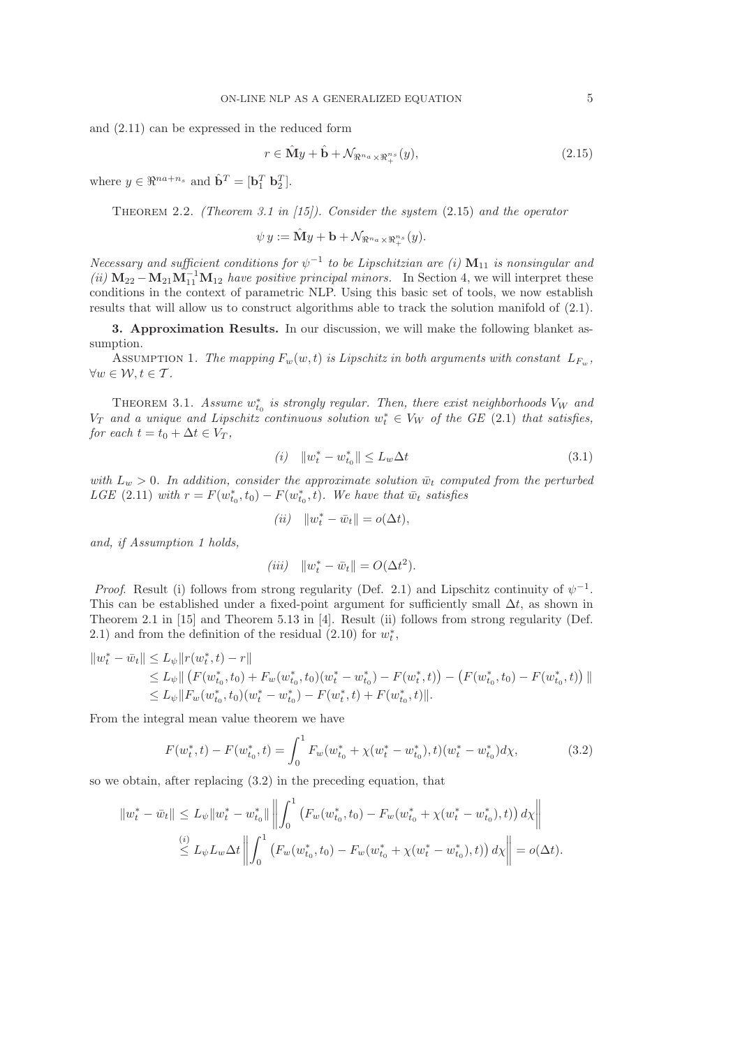and (2.11) can be expressed in the reduced form

$$r \in \hat{\mathbf{M}}y + \hat{\mathbf{b}} + \mathcal{N}_{\Re^{n_a} \times \Re^{n_s}_+}(y), \tag{2.15}$$

where $y \in \Re^{na+n_s}$ and $\hat{\mathbf{b}}^T = [\mathbf{b}_1^T \; \mathbf{b}_2^T]$.

Theorem 2.2. *(Theorem 3.1 in [15]). Consider the system* (2.15) *and the operator*

$$\psi\, y := \hat{\mathbf{M}}y + \mathbf{b} + \mathcal{N}_{\Re^{n_a} \times \Re^{n_s}_+}(y).$$

*Necessary and sufficient conditions for $\psi^{-1}$ to be Lipschitzian are (i) $\mathbf{M}_{11}$ is nonsingular and (ii) $\mathbf{M}_{22} - \mathbf{M}_{21}\mathbf{M}_{11}^{-1}\mathbf{M}_{12}$ have positive principal minors.* In Section 4, we will interpret these conditions in the context of parametric NLP. Using this basic set of tools, we now establish results that will allow us to construct algorithms able to track the solution manifold of (2.1).

## 3. Approximation Results.

In our discussion, we will make the following blanket assumption.

Assumption 1. *The mapping $F_w(w,t)$ is Lipschitz in both arguments with constant $L_{F_w}$, $\forall w \in \mathcal{W}, t \in \mathcal{T}$.*

Theorem 3.1. *Assume $w^*_{t_0}$ is strongly regular. Then, there exist neighborhoods $V_W$ and $V_T$ and a unique and Lipschitz continuous solution $w^*_t \in V_W$ of the GE* (2.1) *that satisfies, for each $t = t_0 + \Delta t \in V_T$,*

$$(i) \quad \|w^*_t - w^*_{t_0}\| \leq L_w \Delta t \tag{3.1}$$

*with $L_w > 0$. In addition, consider the approximate solution $\bar{w}_t$ computed from the perturbed LGE* (2.11) *with $r = F(w^*_{t_0}, t_0) - F(w^*_{t_0}, t)$. We have that $\bar{w}_t$ satisfies*

$$(ii) \quad \|w^*_t - \bar{w}_t\| = o(\Delta t),$$

*and, if Assumption 1 holds,*

$$(iii) \quad \|w^*_t - \bar{w}_t\| = O(\Delta t^2).$$

*Proof.* Result (i) follows from strong regularity (Def. 2.1) and Lipschitz continuity of $\psi^{-1}$. This can be established under a fixed-point argument for sufficiently small $\Delta t$, as shown in Theorem 2.1 in [15] and Theorem 5.13 in [4]. Result (ii) follows from strong regularity (Def. 2.1) and from the definition of the residual (2.10) for $w^*_t$,

$$\begin{aligned}
\|w^*_t - \bar{w}_t\| &\leq L_\psi \|r(w^*_t, t) - r\| \\
&\leq L_\psi \| \left(F(w^*_{t_0}, t_0) + F_w(w^*_{t_0}, t_0)(w^*_t - w^*_{t_0}) - F(w^*_t, t)\right) - \left(F(w^*_{t_0}, t_0) - F(w^*_{t_0}, t)\right) \| \\
&\leq L_\psi \|F_w(w^*_{t_0}, t_0)(w^*_t - w^*_{t_0}) - F(w^*_t, t) + F(w^*_{t_0}, t)\|.
\end{aligned}$$

From the integral mean value theorem we have

$$F(w^*_t, t) - F(w^*_{t_0}, t) = \int_0^1 F_w(w^*_{t_0} + \chi(w^*_t - w^*_{t_0}), t)(w^*_t - w^*_{t_0}) d\chi, \tag{3.2}$$

so we obtain, after replacing (3.2) in the preceding equation, that

$$\begin{aligned}
\|w^*_t - \bar{w}_t\| &\leq L_\psi \|w^*_t - w^*_{t_0}\| \left\| \int_0^1 \left(F_w(w^*_{t_0}, t_0) - F_w(w^*_{t_0} + \chi(w^*_t - w^*_{t_0}), t)\right) d\chi \right\| \\
&\overset{(i)}{\leq} L_\psi L_w \Delta t \left\| \int_0^1 \left(F_w(w^*_{t_0}, t_0) - F_w(w^*_{t_0} + \chi(w^*_t - w^*_{t_0}), t)\right) d\chi \right\| = o(\Delta t).
\end{aligned}$$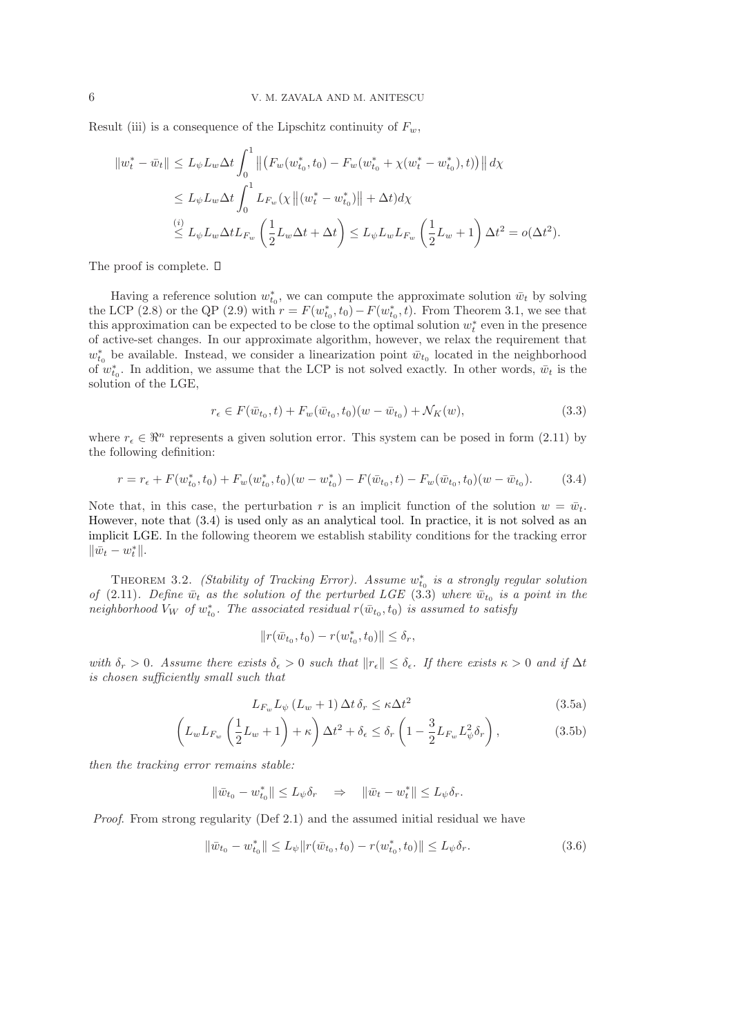Result (iii) is a consequence of the Lipschitz continuity of $F_w$,

$$
\begin{aligned}
\|w_t^* - \bar{w}_t\| &\leq L_\psi L_w \Delta t \int_0^1 \left\| \left( F_w(w_{t_0}^*, t_0) - F_w(w_{t_0}^* + \chi(w_t^* - w_{t_0}^*), t) \right) \right\| d\chi \\
&\leq L_\psi L_w \Delta t \int_0^1 L_{F_w} (\chi \left\| (w_t^* - w_{t_0}^*) \right\| + \Delta t) d\chi \\
&\stackrel{(i)}{\leq} L_\psi L_w \Delta t L_{F_w} \left( \frac{1}{2} L_w \Delta t + \Delta t \right) \leq L_\psi L_w L_{F_w} \left( \frac{1}{2} L_w + 1 \right) \Delta t^2 = o(\Delta t^2).
\end{aligned}
$$

The proof is complete. □

Having a reference solution $w_{t_0}^*$, we can compute the approximate solution $\bar{w}_t$ by solving the LCP (2.8) or the QP (2.9) with $r = F(w_{t_0}^*, t_0) - F(w_{t_0}^*, t)$. From Theorem 3.1, we see that this approximation can be expected to be close to the optimal solution $w_t^*$ even in the presence of active-set changes. In our approximate algorithm, however, we relax the requirement that $w_{t_0}^*$ be available. Instead, we consider a linearization point $\bar{w}_{t_0}$ located in the neighborhood of $w_{t_0}^*$. In addition, we assume that the LCP is not solved exactly. In other words, $\bar{w}_t$ is the solution of the LGE,

$$
r_\epsilon \in F(\bar{w}_{t_0}, t) + F_w(\bar{w}_{t_0}, t_0)(w - \bar{w}_{t_0}) + \mathcal{N}_K(w), \tag{3.3}
$$

where $r_\epsilon \in \Re^n$ represents a given solution error. This system can be posed in form (2.11) by the following definition:

$$
r = r_\epsilon + F(w_{t_0}^*, t_0) + F_w(w_{t_0}^*, t_0)(w - w_{t_0}^*) - F(\bar{w}_{t_0}, t) - F_w(\bar{w}_{t_0}, t_0)(w - \bar{w}_{t_0}). \tag{3.4}
$$

Note that, in this case, the perturbation $r$ is an implicit function of the solution $w = \bar{w}_t$. However, note that (3.4) is used only as an analytical tool. In practice, it is not solved as an implicit LGE. In the following theorem we establish stability conditions for the tracking error $\|\bar{w}_t - w_t^*\|$.

THEOREM 3.2. *(Stability of Tracking Error). Assume $w_{t_0}^*$ is a strongly regular solution of (2.11). Define $\bar{w}_t$ as the solution of the perturbed LGE (3.3) where $\bar{w}_{t_0}$ is a point in the neighborhood $V_W$ of $w_{t_0}^*$. The associated residual $r(\bar{w}_{t_0}, t_0)$ is assumed to satisfy*

$$
\|r(\bar{w}_{t_0}, t_0) - r(w_{t_0}^*, t_0)\| \leq \delta_r,
$$

*with $\delta_r > 0$. Assume there exists $\delta_\epsilon > 0$ such that $\|r_\epsilon\| \leq \delta_\epsilon$. If there exists $\kappa > 0$ and if $\Delta t$ is chosen sufficiently small such that*

$$
L_{F_w} L_\psi (L_w + 1) \Delta t \, \delta_r \leq \kappa \Delta t^2 \tag{3.5a}
$$

$$
\left( L_w L_{F_w} \left( \frac{1}{2} L_w + 1 \right) + \kappa \right) \Delta t^2 + \delta_\epsilon \leq \delta_r \left( 1 - \frac{3}{2} L_{F_w} L_\psi^2 \delta_r \right), \tag{3.5b}
$$

*then the tracking error remains stable:*

$$
\|\bar{w}_{t_0} - w_{t_0}^*\| \leq L_\psi \delta_r \quad \Rightarrow \quad \|\bar{w}_t - w_t^*\| \leq L_\psi \delta_r.
$$

*Proof*. From strong regularity (Def 2.1) and the assumed initial residual we have

$$
\|\bar{w}_{t_0} - w_{t_0}^*\| \leq L_\psi \|r(\bar{w}_{t_0}, t_0) - r(w_{t_0}^*, t_0)\| \leq L_\psi \delta_r. \tag{3.6}
$$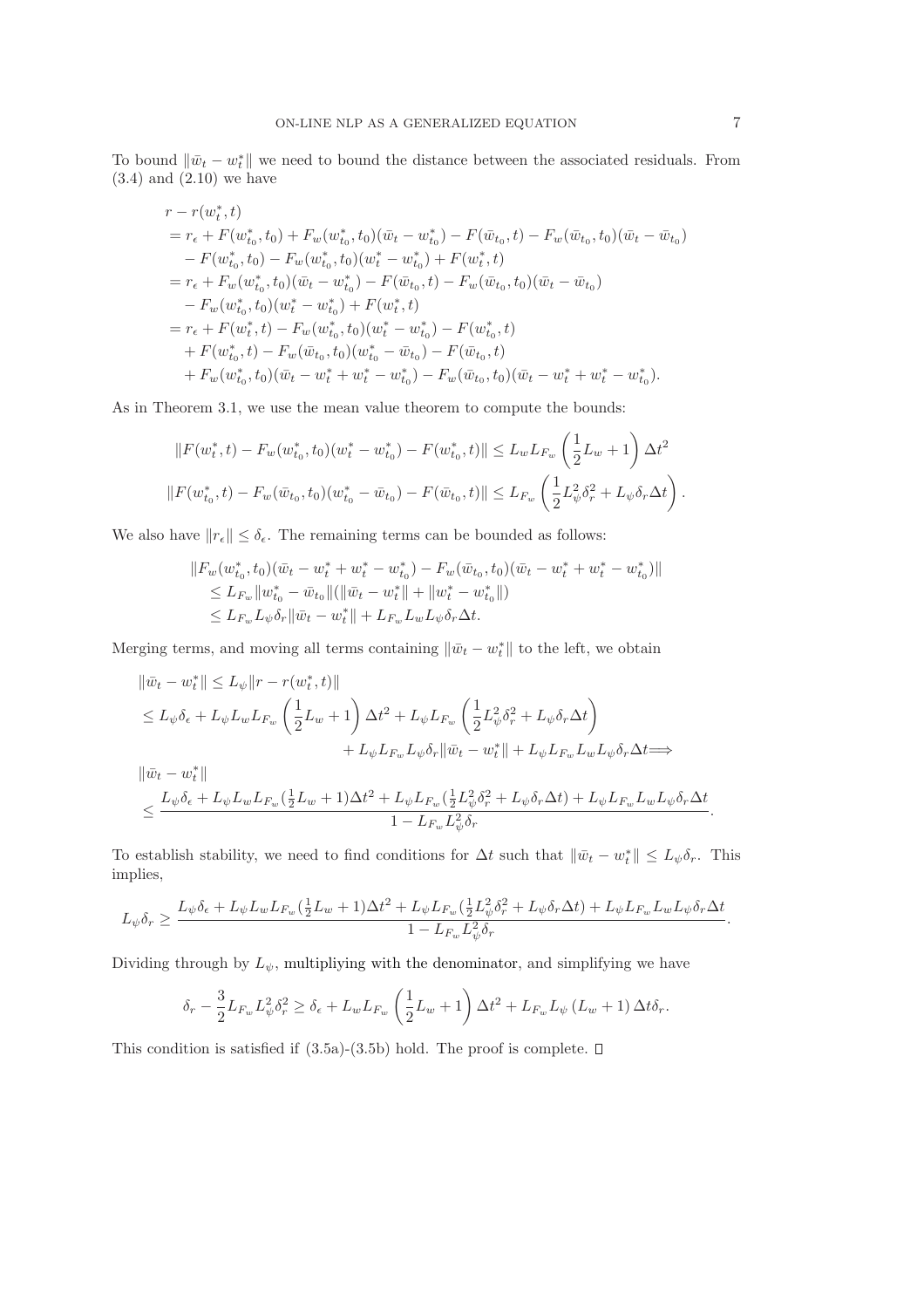To bound $\|\bar{w}_t - w_t^*\|$ we need to bound the distance between the associated residuals. From (3.4) and (2.10) we have

$$
\begin{aligned}
&r - r(w_t^*, t) \\
&= r_\epsilon + F(w_{t_0}^*, t_0) + F_w(w_{t_0}^*, t_0)(\bar{w}_t - w_{t_0}^*) - F(\bar{w}_{t_0}, t) - F_w(\bar{w}_{t_0}, t_0)(\bar{w}_t - \bar{w}_{t_0}) \\
&\quad - F(w_{t_0}^*, t_0) - F_w(w_{t_0}^*, t_0)(w_t^* - w_{t_0}^*) + F(w_t^*, t) \\
&= r_\epsilon + F_w(w_{t_0}^*, t_0)(\bar{w}_t - w_{t_0}^*) - F(\bar{w}_{t_0}, t) - F_w(\bar{w}_{t_0}, t_0)(\bar{w}_t - \bar{w}_{t_0}) \\
&\quad - F_w(w_{t_0}^*, t_0)(w_t^* - w_{t_0}^*) + F(w_t^*, t) \\
&= r_\epsilon + F(w_t^*, t) - F_w(w_{t_0}^*, t_0)(w_t^* - w_{t_0}^*) - F(w_{t_0}^*, t) \\
&\quad + F(w_{t_0}^*, t) - F_w(\bar{w}_{t_0}, t_0)(w_{t_0}^* - \bar{w}_{t_0}) - F(\bar{w}_{t_0}, t) \\
&\quad + F_w(w_{t_0}^*, t_0)(\bar{w}_t - w_t^* + w_t^* - w_{t_0}^*) - F_w(\bar{w}_{t_0}, t_0)(\bar{w}_t - w_t^* + w_t^* - w_{t_0}^*).
\end{aligned}
$$

As in Theorem 3.1, we use the mean value theorem to compute the bounds:

$$
\|F(w_t^*, t) - F_w(w_{t_0}^*, t_0)(w_t^* - w_{t_0}^*) - F(w_{t_0}^*, t)\| \leq L_w L_{F_w} \left( \frac{1}{2} L_w + 1 \right) \Delta t^2
$$

$$
\|F(w_{t_0}^*, t) - F_w(\bar{w}_{t_0}, t_0)(w_{t_0}^* - \bar{w}_{t_0}) - F(\bar{w}_{t_0}, t)\| \leq L_{F_w} \left( \frac{1}{2} L_\psi^2 \delta_r^2 + L_\psi \delta_r \Delta t \right).
$$

We also have $\|r_\epsilon\| \leq \delta_\epsilon$. The remaining terms can be bounded as follows:

$$
\begin{aligned}
&\|F_w(w_{t_0}^*, t_0)(\bar{w}_t - w_t^* + w_t^* - w_{t_0}^*) - F_w(\bar{w}_{t_0}, t_0)(\bar{w}_t - w_t^* + w_t^* - w_{t_0}^*)\| \\
&\quad \leq L_{F_w} \|w_{t_0}^* - \bar{w}_{t_0}\| (\|\bar{w}_t - w_t^*\| + \|w_t^* - w_{t_0}^*\|) \\
&\quad \leq L_{F_w} L_\psi \delta_r \|\bar{w}_t - w_t^*\| + L_{F_w} L_w L_\psi \delta_r \Delta t.
\end{aligned}
$$

Merging terms, and moving all terms containing $\|\bar{w}_t - w_t^*\|$ to the left, we obtain

$$
\begin{aligned}
&\|\bar{w}_t - w_t^*\| \leq L_\psi \|r - r(w_t^*, t)\| \\
&\leq L_\psi \delta_\epsilon + L_\psi L_w L_{F_w} \left( \frac{1}{2} L_w + 1 \right) \Delta t^2 + L_\psi L_{F_w} \left( \frac{1}{2} L_\psi^2 \delta_r^2 + L_\psi \delta_r \Delta t \right) \\
&\qquad\qquad + L_\psi L_{F_w} L_\psi \delta_r \|\bar{w}_t - w_t^*\| + L_\psi L_{F_w} L_w L_\psi \delta_r \Delta t \Longrightarrow \\
&\|\bar{w}_t - w_t^*\| \\
&\leq \frac{L_\psi \delta_\epsilon + L_\psi L_w L_{F_w} (\frac{1}{2} L_w + 1) \Delta t^2 + L_\psi L_{F_w} (\frac{1}{2} L_\psi^2 \delta_r^2 + L_\psi \delta_r \Delta t) + L_\psi L_{F_w} L_w L_\psi \delta_r \Delta t}{1 - L_{F_w} L_\psi^2 \delta_r}.
\end{aligned}
$$

To establish stability, we need to find conditions for $\Delta t$ such that $\|\bar{w}_t - w_t^*\| \leq L_\psi \delta_r$. This implies,

$$
L_\psi \delta_r \geq \frac{L_\psi \delta_\epsilon + L_\psi L_w L_{F_w} (\frac{1}{2} L_w + 1) \Delta t^2 + L_\psi L_{F_w} (\frac{1}{2} L_\psi^2 \delta_r^2 + L_\psi \delta_r \Delta t) + L_\psi L_{F_w} L_w L_\psi \delta_r \Delta t}{1 - L_{F_w} L_\psi^2 \delta_r}.
$$

Dividing through by $L_\psi$, multipliying with the denominator, and simplifying we have

$$
\delta_r - \frac{3}{2} L_{F_w} L_\psi^2 \delta_r^2 \geq \delta_\epsilon + L_w L_{F_w} \left( \frac{1}{2} L_w + 1 \right) \Delta t^2 + L_{F_w} L_\psi \left( L_w + 1 \right) \Delta t \delta_r.
$$

This condition is satisfied if (3.5a)-(3.5b) hold. The proof is complete. $\square$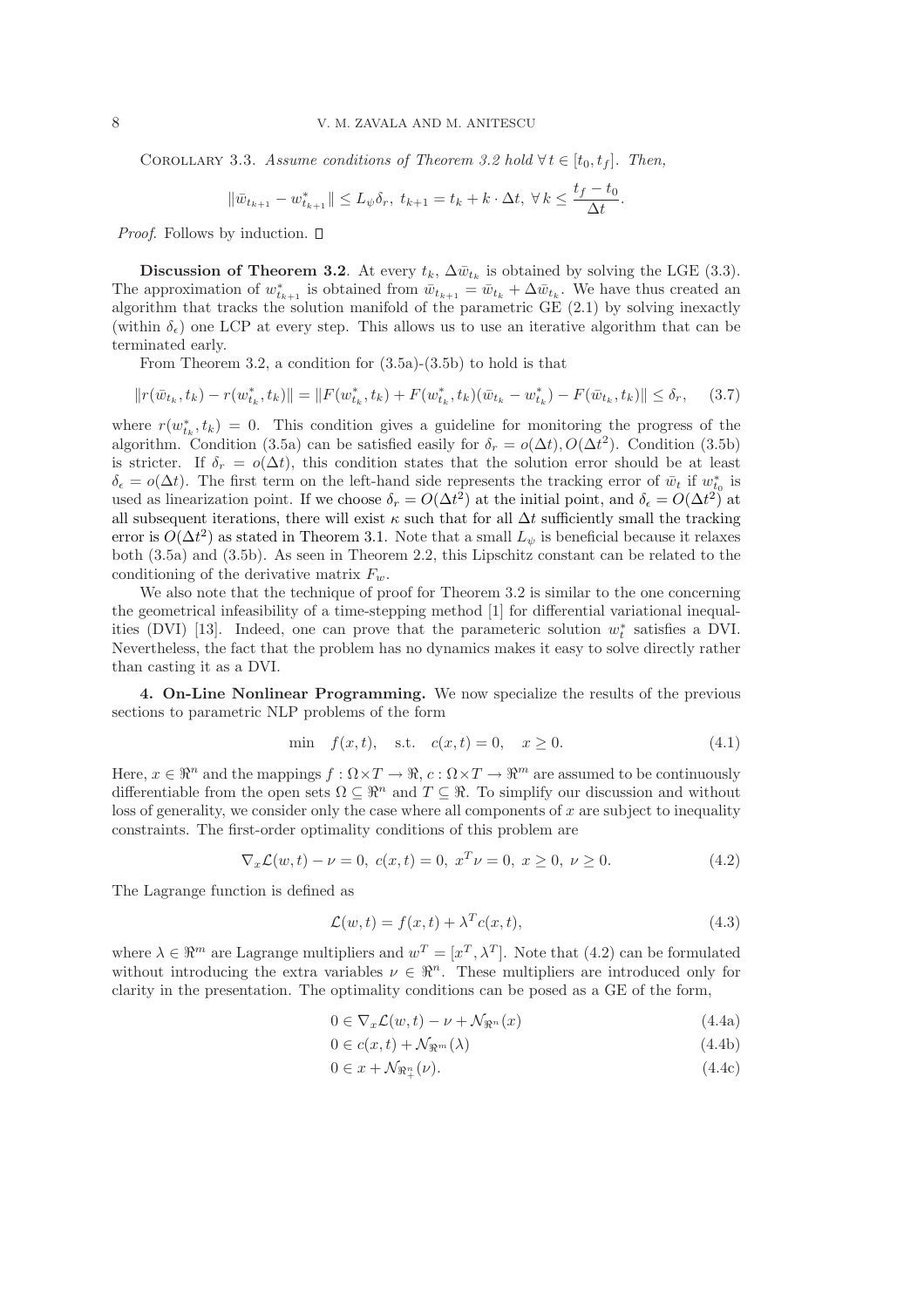Corollary 3.3. *Assume conditions of Theorem 3.2 hold* $\forall\, t \in [t_0, t_f]$. *Then,*

$$\|\bar{w}_{t_{k+1}} - w^*_{t_{k+1}}\| \leq L_\psi \delta_r,\; t_{k+1} = t_k + k \cdot \Delta t,\; \forall\, k \leq \frac{t_f - t_0}{\Delta t}.$$

*Proof.* Follows by induction. □

**Discussion of Theorem 3.2**. At every $t_k$, $\Delta \bar{w}_{t_k}$ is obtained by solving the LGE (3.3). The approximation of $w^*_{t_{k+1}}$ is obtained from $\bar{w}_{t_{k+1}} = \bar{w}_{t_k} + \Delta \bar{w}_{t_k}$. We have thus created an algorithm that tracks the solution manifold of the parametric GE (2.1) by solving inexactly (within $\delta_\epsilon$) one LCP at every step. This allows us to use an iterative algorithm that can be terminated early.

From Theorem 3.2, a condition for (3.5a)-(3.5b) to hold is that

$$\|r(\bar{w}_{t_k}, t_k) - r(w^*_{t_k}, t_k)\| = \|F(w^*_{t_k}, t_k) + F(w^*_{t_k}, t_k)(\bar{w}_{t_k} - w^*_{t_k}) - F(\bar{w}_{t_k}, t_k)\| \leq \delta_r, \quad (3.7)$$

where $r(w^*_{t_k}, t_k) = 0$. This condition gives a guideline for monitoring the progress of the algorithm. Condition (3.5a) can be satisfied easily for $\delta_r = o(\Delta t), O(\Delta t^2)$. Condition (3.5b) is stricter. If $\delta_r = o(\Delta t)$, this condition states that the solution error should be at least $\delta_\epsilon = o(\Delta t)$. The first term on the left-hand side represents the tracking error of $\bar{w}_t$ if $w^*_{t_0}$ is used as linearization point. If we choose $\delta_r = O(\Delta t^2)$ at the initial point, and $\delta_\epsilon = O(\Delta t^2)$ at all subsequent iterations, there will exist $\kappa$ such that for all $\Delta t$ sufficiently small the tracking error is $O(\Delta t^2)$ as stated in Theorem 3.1. Note that a small $L_\psi$ is beneficial because it relaxes both (3.5a) and (3.5b). As seen in Theorem 2.2, this Lipschitz constant can be related to the conditioning of the derivative matrix $F_w$.

We also note that the technique of proof for Theorem 3.2 is similar to the one concerning the geometrical infeasibility of a time-stepping method [1] for differential variational inequalities (DVI) [13]. Indeed, one can prove that the parameteric solution $w^*_t$ satisfies a DVI. Nevertheless, the fact that the problem has no dynamics makes it easy to solve directly rather than casting it as a DVI.

## 4. On-Line Nonlinear Programming.

We now specialize the results of the previous sections to parametric NLP problems of the form

$$\min \quad f(x, t), \quad \text{s.t.} \quad c(x, t) = 0, \quad x \geq 0. \quad (4.1)$$

Here, $x \in \Re^n$ and the mappings $f : \Omega \times T \to \Re$, $c : \Omega \times T \to \Re^m$ are assumed to be continuously differentiable from the open sets $\Omega \subseteq \Re^n$ and $T \subseteq \Re$. To simplify our discussion and without loss of generality, we consider only the case where all components of $x$ are subject to inequality constraints. The first-order optimality conditions of this problem are

$$\nabla_x \mathcal{L}(w, t) - \nu = 0,\; c(x, t) = 0,\; x^T \nu = 0,\; x \geq 0,\; \nu \geq 0. \quad (4.2)$$

The Lagrange function is defined as

$$\mathcal{L}(w, t) = f(x, t) + \lambda^T c(x, t), \quad (4.3)$$

where $\lambda \in \Re^m$ are Lagrange multipliers and $w^T = [x^T, \lambda^T]$. Note that (4.2) can be formulated without introducing the extra variables $\nu \in \Re^n$. These multipliers are introduced only for clarity in the presentation. The optimality conditions can be posed as a GE of the form,

$$0 \in \nabla_x \mathcal{L}(w, t) - \nu + \mathcal{N}_{\Re^n}(x) \quad (4.4a)$$

$$0 \in c(x, t) + \mathcal{N}_{\Re^m}(\lambda) \quad (4.4b)$$

$$0 \in x + \mathcal{N}_{\Re^n_+}(\nu). \quad (4.4c)$$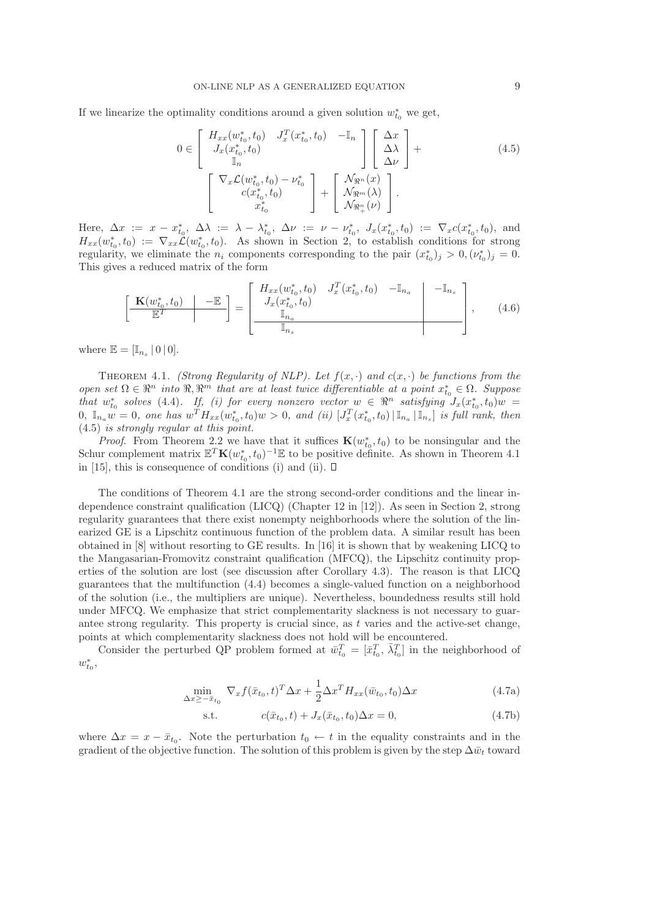If we linearize the optimality conditions around a given solution $w_{t_0}^*$ we get,

$$
\begin{aligned}
0 \in & \left[ \begin{array}{ccc} H_{xx}(w_{t_0}^*, t_0) & J_x^T(x_{t_0}^*, t_0) & -\mathbb{I}_n \\ J_x(x_{t_0}^*, t_0) & & \\ \mathbb{I}_n & & \end{array} \right] \left[ \begin{array}{c} \Delta x \\ \Delta \lambda \\ \Delta \nu \end{array} \right] + \\
& \left[ \begin{array}{c} \nabla_x \mathcal{L}(w_{t_0}^*, t_0) - \nu_{t_0}^* \\ c(x_{t_0}^*, t_0) \\ x_{t_0}^* \end{array} \right] + \left[ \begin{array}{c} \mathcal{N}_{\Re^n}(x) \\ \mathcal{N}_{\Re^m}(\lambda) \\ \mathcal{N}_{\Re^n_+}(\nu) \end{array} \right].
\end{aligned} \tag{4.5}
$$

Here, $\Delta x := x - x_{t_0}^*$, $\Delta \lambda := \lambda - \lambda_{t_0}^*$, $\Delta \nu := \nu - \nu_{t_0}^*$, $J_x(x_{t_0}^*, t_0) := \nabla_x c(x_{t_0}^*, t_0)$, and $H_{xx}(w_{t_0}^*, t_0) := \nabla_{xx} \mathcal{L}(w_{t_0}^*, t_0)$. As shown in Section 2, to establish conditions for strong regularity, we eliminate the $n_i$ components corresponding to the pair $(x_{t_0}^*)_j > 0, (\nu_{t_0}^*)_j = 0$. This gives a reduced matrix of the form

$$
\left[ \begin{array}{c|c} \mathbf{K}(w_{t_0}^*, t_0) & -\mathbb{E} \\ \hline \mathbb{E}^T & \end{array} \right] = \left[ \begin{array}{ccc|c} H_{xx}(w_{t_0}^*, t_0) & J_x^T(x_{t_0}^*, t_0) & -\mathbb{I}_{n_a} & -\mathbb{I}_{n_s} \\ J_x(x_{t_0}^*, t_0) & & & \\ \mathbb{I}_{n_a} & & & \\ \hline \mathbb{I}_{n_s} & & & \end{array} \right], \tag{4.6}
$$

where $\mathbb{E} = [\mathbb{I}_{n_s} \,|\, 0 \,|\, 0]$.

Theorem 4.1. *(Strong Regularity of NLP). Let $f(x, \cdot)$ and $c(x, \cdot)$ be functions from the open set $\Omega \in \Re^n$ into $\Re, \Re^m$ that are at least twice differentiable at a point $x_{t_0}^* \in \Omega$. Suppose that $w_{t_0}^*$ solves* (4.4)*. If, (i) for every nonzero vector $w \in \Re^n$ satisfying $J_x(x_{t_0}^*, t_0) w = 0$, $\mathbb{I}_{n_a} w = 0$, one has $w^T H_{xx}(w_{t_0}^*, t_0) w > 0$, and (ii) $[J_x^T(x_{t_0}^*, t_0) \,|\, \mathbb{I}_{n_a} \,|\, \mathbb{I}_{n_s}]$ is full rank, then* (4.5) *is strongly regular at this point.*

*Proof.* From Theorem 2.2 we have that it suffices $\mathbf{K}(w_{t_0}^*, t_0)$ to be nonsingular and the Schur complement matrix $\mathbb{E}^T \mathbf{K}(w_{t_0}^*, t_0)^{-1} \mathbb{E}$ to be positive definite. As shown in Theorem 4.1 in [15], this is consequence of conditions (i) and (ii). $\square$

The conditions of Theorem 4.1 are the strong second-order conditions and the linear independence constraint qualification (LICQ) (Chapter 12 in [12]). As seen in Section 2, strong regularity guarantees that there exist nonempty neighborhoods where the solution of the linearized GE is a Lipschitz continuous function of the problem data. A similar result has been obtained in [8] without resorting to GE results. In [16] it is shown that by weakening LICQ to the Mangasarian-Fromovitz constraint qualification (MFCQ), the Lipschitz continuity properties of the solution are lost (see discussion after Corollary 4.3). The reason is that LICQ guarantees that the multifunction (4.4) becomes a single-valued function on a neighborhood of the solution (i.e., the multipliers are unique). Nevertheless, boundedness results still hold under MFCQ. We emphasize that strict complementarity slackness is not necessary to guarantee strong regularity. This property is crucial since, as $t$ varies and the active-set change, points at which complementarity slackness does not hold will be encountered.

Consider the perturbed QP problem formed at $\bar{w}_{t_0}^T = [\bar{x}_{t_0}^T, \bar{\lambda}_{t_0}^T]$ in the neighborhood of $w_{t_0}^*$,

$$
\min_{\Delta x \geq -\bar{x}_{t_0}} \quad \nabla_x f(\bar{x}_{t_0}, t)^T \Delta x + \frac{1}{2} \Delta x^T H_{xx}(\bar{w}_{t_0}, t_0) \Delta x \tag{4.7a}
$$

$$
\text{s.t.} \qquad c(\bar{x}_{t_0}, t) + J_x(\bar{x}_{t_0}, t_0) \Delta x = 0, \tag{4.7b}
$$

where $\Delta x = x - \bar{x}_{t_0}$. Note the perturbation $t_0 \leftarrow t$ in the equality constraints and in the gradient of the objective function. The solution of this problem is given by the step $\Delta \bar{w}_t$ toward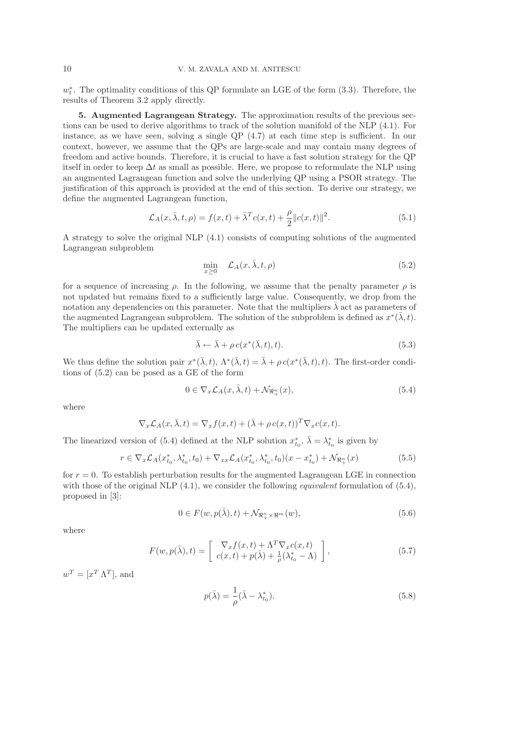$w_t^*$. The optimality conditions of this QP formulate an LGE of the form (3.3). Therefore, the results of Theorem 3.2 apply directly.

## 5. Augmented Lagrangean Strategy.

The approximation results of the previous sections can be used to derive algorithms to track of the solution manifold of the NLP (4.1). For instance, as we have seen, solving a single QP (4.7) at each time step is sufficient. In our context, however, we assume that the QPs are large-scale and may contain many degrees of freedom and active bounds. Therefore, it is crucial to have a fast solution strategy for the QP itself in order to keep $\Delta t$ as small as possible. Here, we propose to reformulate the NLP using an augmented Lagrangean function and solve the underlying QP using a PSOR strategy. The justification of this approach is provided at the end of this section. To derive our strategy, we define the augmented Lagrangean function,

$$\mathcal{L}_A(x, \bar{\lambda}, t, \rho) = f(x, t) + \bar{\lambda}^T c(x, t) + \frac{\rho}{2}\|c(x, t)\|^2. \tag{5.1}$$

A strategy to solve the original NLP (4.1) consists of computing solutions of the augmented Lagrangean subproblem

$$\min_{x \geq 0} \quad \mathcal{L}_A(x, \bar{\lambda}, t, \rho) \tag{5.2}$$

for a sequence of increasing $\rho$. In the following, we assume that the penalty parameter $\rho$ is not updated but remains fixed to a sufficiently large value. Consequently, we drop from the notation any dependencies on this parameter. Note that the multipliers $\bar{\lambda}$ act as parameters of the augmented Lagrangean subproblem. The solution of the subproblem is defined as $x^*(\bar{\lambda}, t)$. The multipliers can be updated externally as

$$\bar{\lambda} \leftarrow \bar{\lambda} + \rho\, c(x^*(\bar{\lambda}, t), t). \tag{5.3}$$

We thus define the solution pair $x^*(\bar{\lambda}, t)$, $\Lambda^*(\bar{\lambda}, t) = \bar{\lambda} + \rho\, c(x^*(\bar{\lambda}, t), t)$. The first-order conditions of (5.2) can be posed as a GE of the form

$$0 \in \nabla_x \mathcal{L}_A(x, \bar{\lambda}, t) + \mathcal{N}_{\Re^n_+}(x), \tag{5.4}$$

where

$$\nabla_x \mathcal{L}_A(x, \bar{\lambda}, t) = \nabla_x f(x, t) + (\bar{\lambda} + \rho\, c(x, t))^T \nabla_x c(x, t).$$

The linearized version of (5.4) defined at the NLP solution $x^*_{t_0}$, $\bar{\lambda} = \lambda^*_{t_0}$ is given by

$$r \in \nabla_x \mathcal{L}_A(x^*_{t_0}, \lambda^*_{t_0}, t_0) + \nabla_{xx} \mathcal{L}_A(x^*_{t_0}, \lambda^*_{t_0}, t_0)(x - x^*_{t_0}) + \mathcal{N}_{\Re^n_+}(x) \tag{5.5}$$

for $r = 0$. To establish perturbation results for the augmented Lagrangean LGE in connection with those of the original NLP (4.1), we consider the following *equivalent* formulation of (5.4), proposed in [3]:

$$0 \in F(w, p(\bar{\lambda}), t) + \mathcal{N}_{\Re^n_+ \times \Re^m}(w), \tag{5.6}$$

where

$$F(w, p(\bar{\lambda}), t) = \begin{bmatrix} \nabla_x f(x, t) + \Lambda^T \nabla_x c(x, t) \\ c(x, t) + p(\bar{\lambda}) + \frac{1}{\rho}(\lambda^*_{t_0} - \Lambda) \end{bmatrix}, \tag{5.7}$$

$w^T = [x^T\, \Lambda^T]$, and

$$p(\bar{\lambda}) = \frac{1}{\rho}(\bar{\lambda} - \lambda^*_{t_0}). \tag{5.8}$$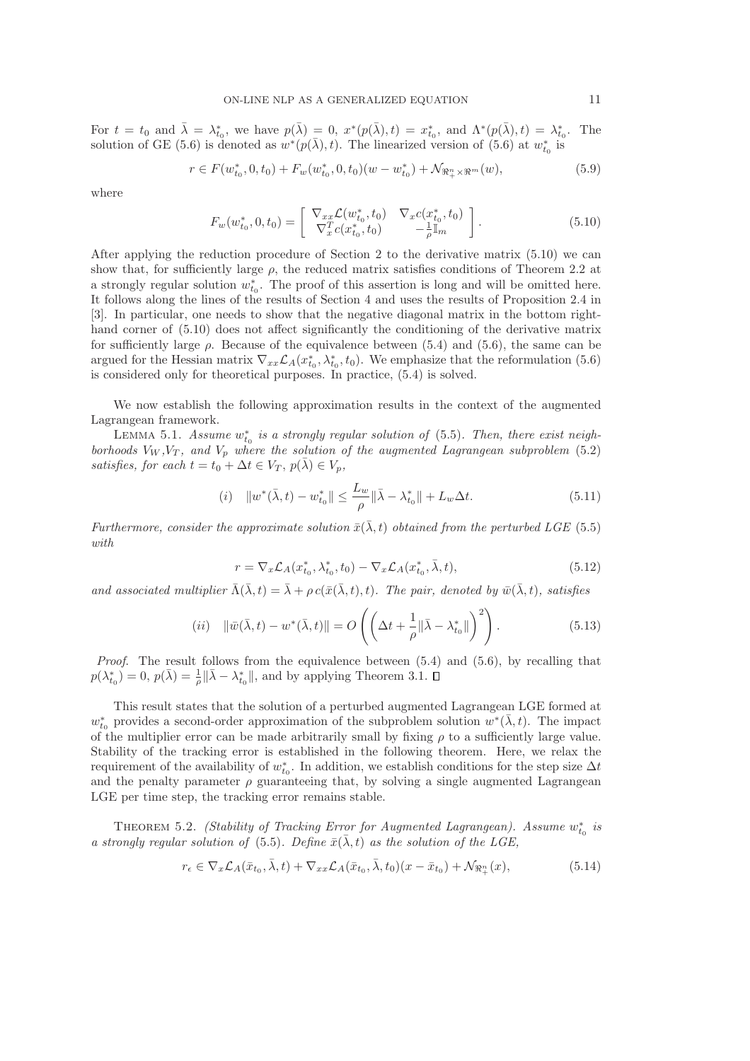For $t = t_0$ and $\bar{\lambda} = \lambda^*_{t_0}$, we have $p(\bar{\lambda}) = 0$, $x^*(p(\bar{\lambda}), t) = x^*_{t_0}$, and $\Lambda^*(p(\bar{\lambda}), t) = \lambda^*_{t_0}$. The solution of GE (5.6) is denoted as $w^*(p(\bar{\lambda}), t)$. The linearized version of (5.6) at $w^*_{t_0}$ is

$$r \in F(w^*_{t_0}, 0, t_0) + F_w(w^*_{t_0}, 0, t_0)(w - w^*_{t_0}) + \mathcal{N}_{\Re^n_+ \times \Re^m}(w), \tag{5.9}$$

where

$$F_w(w^*_{t_0}, 0, t_0) = \begin{bmatrix} \nabla_{xx}\mathcal{L}(w^*_{t_0}, t_0) & \nabla_x c(x^*_{t_0}, t_0) \\ \nabla^T_x c(x^*_{t_0}, t_0) & -\frac{1}{\rho}\mathbb{I}_m \end{bmatrix}. \tag{5.10}$$

After applying the reduction procedure of Section 2 to the derivative matrix (5.10) we can show that, for sufficiently large $\rho$, the reduced matrix satisfies conditions of Theorem 2.2 at a strongly regular solution $w^*_{t_0}$. The proof of this assertion is long and will be omitted here. It follows along the lines of the results of Section 4 and uses the results of Proposition 2.4 in [3]. In particular, one needs to show that the negative diagonal matrix in the bottom right-hand corner of (5.10) does not affect significantly the conditioning of the derivative matrix for sufficiently large $\rho$. Because of the equivalence between (5.4) and (5.6), the same can be argued for the Hessian matrix $\nabla_{xx}\mathcal{L}_A(x^*_{t_0}, \lambda^*_{t_0}, t_0)$. We emphasize that the reformulation (5.6) is considered only for theoretical purposes. In practice, (5.4) is solved.

We now establish the following approximation results in the context of the augmented Lagrangean framework.

Lemma 5.1. *Assume $w^*_{t_0}$ is a strongly regular solution of* (5.5)*. Then, there exist neighborhoods $V_W$,$V_T$, and $V_p$ where the solution of the augmented Lagrangean subproblem* (5.2) *satisfies, for each $t = t_0 + \Delta t \in V_T$, $p(\bar{\lambda}) \in V_p$,*

$$(i) \quad \|w^*(\bar{\lambda}, t) - w^*_{t_0}\| \leq \frac{L_w}{\rho}\|\bar{\lambda} - \lambda^*_{t_0}\| + L_w \Delta t. \tag{5.11}$$

*Furthermore, consider the approximate solution $\bar{x}(\bar{\lambda}, t)$ obtained from the perturbed LGE* (5.5) *with*

$$r = \nabla_x \mathcal{L}_A(x^*_{t_0}, \lambda^*_{t_0}, t_0) - \nabla_x \mathcal{L}_A(x^*_{t_0}, \bar{\lambda}, t), \tag{5.12}$$

*and associated multiplier $\bar{\Lambda}(\bar{\lambda}, t) = \bar{\lambda} + \rho\, c(\bar{x}(\bar{\lambda}, t), t)$. The pair, denoted by $\bar{w}(\bar{\lambda}, t)$, satisfies*

$$(ii) \quad \|\bar{w}(\bar{\lambda}, t) - w^*(\bar{\lambda}, t)\| = O\left(\left(\Delta t + \frac{1}{\rho}\|\bar{\lambda} - \lambda^*_{t_0}\|\right)^2\right). \tag{5.13}$$

*Proof*. The result follows from the equivalence between (5.4) and (5.6), by recalling that $p(\lambda^*_{t_0}) = 0$, $p(\bar{\lambda}) = \frac{1}{\rho}\|\bar{\lambda} - \lambda^*_{t_0}\|$, and by applying Theorem 3.1. ∎

This result states that the solution of a perturbed augmented Lagrangean LGE formed at $w^*_{t_0}$ provides a second-order approximation of the subproblem solution $w^*(\bar{\lambda}, t)$. The impact of the multiplier error can be made arbitrarily small by fixing $\rho$ to a sufficiently large value. Stability of the tracking error is established in the following theorem. Here, we relax the requirement of the availability of $w^*_{t_0}$. In addition, we establish conditions for the step size $\Delta t$ and the penalty parameter $\rho$ guaranteeing that, by solving a single augmented Lagrangean LGE per time step, the tracking error remains stable.

Theorem 5.2. *(Stability of Tracking Error for Augmented Lagrangean). Assume $w^*_{t_0}$ is a strongly regular solution of* (5.5)*. Define $\bar{x}(\bar{\lambda}, t)$ as the solution of the LGE,*

$$r_\epsilon \in \nabla_x \mathcal{L}_A(\bar{x}_{t_0}, \bar{\lambda}, t) + \nabla_{xx}\mathcal{L}_A(\bar{x}_{t_0}, \bar{\lambda}, t_0)(x - \bar{x}_{t_0}) + \mathcal{N}_{\Re^n_+}(x), \tag{5.14}$$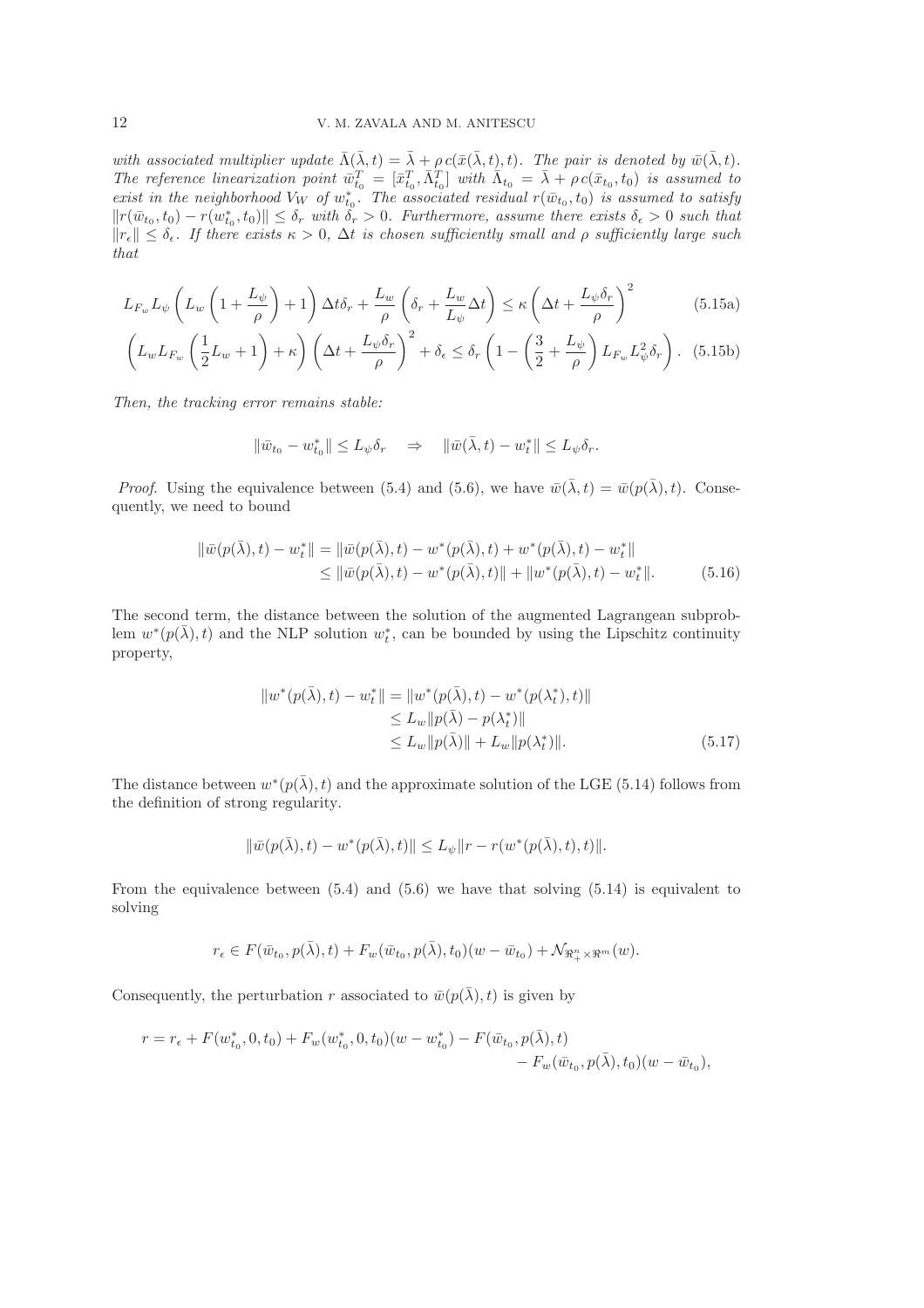*with associated multiplier update $\bar{\Lambda}(\bar{\lambda}, t) = \bar{\lambda} + \rho\, c(\bar{x}(\bar{\lambda}, t), t)$. The pair is denoted by $\bar{w}(\bar{\lambda}, t)$. The reference linearization point $\bar{w}_{t_0}^T = [\bar{x}_{t_0}^T, \bar{\Lambda}_{t_0}^T]$ with $\bar{\Lambda}_{t_0} = \bar{\lambda} + \rho\, c(\bar{x}_{t_0}, t_0)$ is assumed to exist in the neighborhood $V_W$ of $w_{t_0}^*$. The associated residual $r(\bar{w}_{t_0}, t_0)$ is assumed to satisfy $\|r(\bar{w}_{t_0}, t_0) - r(w_{t_0}^*, t_0)\| \leq \delta_r$ with $\delta_r > 0$. Furthermore, assume there exists $\delta_\epsilon > 0$ such that $\|r_\epsilon\| \leq \delta_\epsilon$. If there exists $\kappa > 0$, $\Delta t$ is chosen sufficiently small and $\rho$ sufficiently large such that*

$$L_{F_w} L_\psi \left( L_w \left( 1 + \frac{L_\psi}{\rho} \right) + 1 \right) \Delta t \delta_r + \frac{L_w}{\rho} \left( \delta_r + \frac{L_w}{L_\psi} \Delta t \right) \leq \kappa \left( \Delta t + \frac{L_\psi \delta_r}{\rho} \right)^2 \tag{5.15a}$$

$$\left( L_w L_{F_w} \left( \frac{1}{2} L_w + 1 \right) + \kappa \right) \left( \Delta t + \frac{L_\psi \delta_r}{\rho} \right)^2 + \delta_\epsilon \leq \delta_r \left( 1 - \left( \frac{3}{2} + \frac{L_\psi}{\rho} \right) L_{F_w} L_\psi^2 \delta_r \right). \tag{5.15b}$$

*Then, the tracking error remains stable:*

$$\|\bar{w}_{t_0} - w_{t_0}^*\| \leq L_\psi \delta_r \quad \Rightarrow \quad \|\bar{w}(\bar{\lambda}, t) - w_t^*\| \leq L_\psi \delta_r.$$

*Proof*. Using the equivalence between (5.4) and (5.6), we have $\bar{w}(\bar{\lambda}, t) = \bar{w}(p(\bar{\lambda}), t)$. Consequently, we need to bound

$$\begin{aligned} \|\bar{w}(p(\bar{\lambda}), t) - w_t^*\| &= \|\bar{w}(p(\bar{\lambda}), t) - w^*(p(\bar{\lambda}), t) + w^*(p(\bar{\lambda}), t) - w_t^*\| \\ &\leq \|\bar{w}(p(\bar{\lambda}), t) - w^*(p(\bar{\lambda}), t)\| + \|w^*(p(\bar{\lambda}), t) - w_t^*\|. \end{aligned} \tag{5.16}$$

The second term, the distance between the solution of the augmented Lagrangean subproblem $w^*(p(\bar{\lambda}), t)$ and the NLP solution $w_t^*$, can be bounded by using the Lipschitz continuity property,

$$\begin{aligned} \|w^*(p(\bar{\lambda}), t) - w_t^*\| &= \|w^*(p(\bar{\lambda}), t) - w^*(p(\lambda_t^*), t)\| \\ &\leq L_w \|p(\bar{\lambda}) - p(\lambda_t^*)\| \\ &\leq L_w \|p(\bar{\lambda})\| + L_w \|p(\lambda_t^*)\|. \end{aligned} \tag{5.17}$$

The distance between $w^*(p(\bar{\lambda}), t)$ and the approximate solution of the LGE (5.14) follows from the definition of strong regularity.

$$\|\bar{w}(p(\bar{\lambda}), t) - w^*(p(\bar{\lambda}), t)\| \leq L_\psi \|r - r(w^*(p(\bar{\lambda}), t), t)\|.$$

From the equivalence between (5.4) and (5.6) we have that solving (5.14) is equivalent to solving

$$r_\epsilon \in F(\bar{w}_{t_0}, p(\bar{\lambda}), t) + F_w(\bar{w}_{t_0}, p(\bar{\lambda}), t_0)(w - \bar{w}_{t_0}) + \mathcal{N}_{\Re_+^n \times \Re^m}(w).$$

Consequently, the perturbation $r$ associated to $\bar{w}(p(\bar{\lambda}), t)$ is given by

$$\begin{aligned} r = r_\epsilon + F(w_{t_0}^*, 0, t_0) + F_w(w_{t_0}^*, 0, t_0)(w - w_{t_0}^*) - F(\bar{w}_{t_0}, p(\bar{\lambda}), t) \\ - F_w(\bar{w}_{t_0}, p(\bar{\lambda}), t_0)(w - \bar{w}_{t_0}), \end{aligned}$$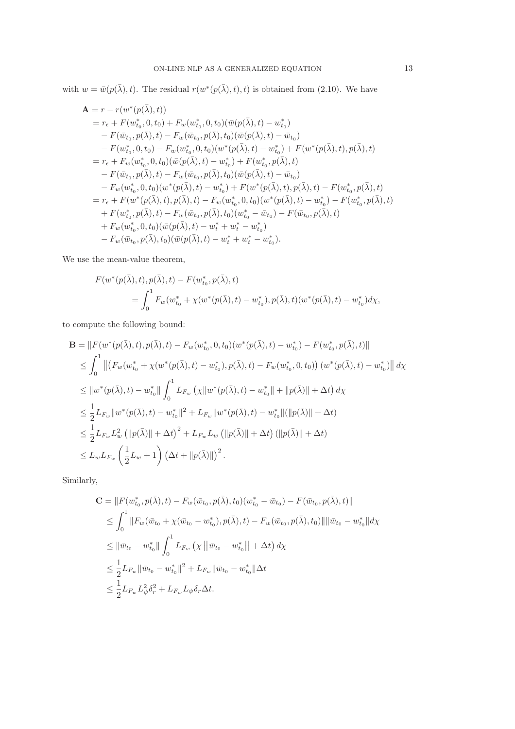with $w = \bar{w}(p(\bar{\lambda}), t)$. The residual $r(w^*(p(\bar{\lambda}), t), t)$ is obtained from (2.10). We have

$$
\begin{aligned}
\mathbf{A} &= r - r(w^*(p(\bar{\lambda}), t)) \\
&= r_\epsilon + F(w^*_{t_0}, 0, t_0) + F_w(w^*_{t_0}, 0, t_0)(\bar{w}(p(\bar{\lambda}), t) - w^*_{t_0}) \\
&\quad - F(\bar{w}_{t_0}, p(\bar{\lambda}), t) - F_w(\bar{w}_{t_0}, p(\bar{\lambda}), t_0)(\bar{w}(p(\bar{\lambda}), t) - \bar{w}_{t_0}) \\
&\quad - F(w^*_{t_0}, 0, t_0) - F_w(w^*_{t_0}, 0, t_0)(w^*(p(\bar{\lambda}), t) - w^*_{t_0}) + F(w^*(p(\bar{\lambda}), t), p(\bar{\lambda}), t) \\
&= r_\epsilon + F_w(w^*_{t_0}, 0, t_0)(\bar{w}(p(\bar{\lambda}), t) - w^*_{t_0}) + F(w^*_{t_0}, p(\bar{\lambda}), t) \\
&\quad - F(\bar{w}_{t_0}, p(\bar{\lambda}), t) - F_w(\bar{w}_{t_0}, p(\bar{\lambda}), t_0)(\bar{w}(p(\bar{\lambda}), t) - \bar{w}_{t_0}) \\
&\quad - F_w(w^*_{t_0}, 0, t_0)(w^*(p(\bar{\lambda}), t) - w^*_{t_0}) + F(w^*(p(\bar{\lambda}), t), p(\bar{\lambda}), t) - F(w^*_{t_0}, p(\bar{\lambda}), t) \\
&= r_\epsilon + F(w^*(p(\bar{\lambda}), t), p(\bar{\lambda}), t) - F_w(w^*_{t_0}, 0, t_0)(w^*(p(\bar{\lambda}), t) - w^*_{t_0}) - F(w^*_{t_0}, p(\bar{\lambda}), t) \\
&\quad + F(w^*_{t_0}, p(\bar{\lambda}), t) - F_w(\bar{w}_{t_0}, p(\bar{\lambda}), t_0)(w^*_{t_0} - \bar{w}_{t_0}) - F(\bar{w}_{t_0}, p(\bar{\lambda}), t) \\
&\quad + F_w(w^*_{t_0}, 0, t_0)(\bar{w}(p(\bar{\lambda}), t) - w^*_t + w^*_t - w^*_{t_0}) \\
&\quad - F_w(\bar{w}_{t_0}, p(\bar{\lambda}), t_0)(\bar{w}(p(\bar{\lambda}), t) - w^*_t + w^*_t - w^*_{t_0}).
\end{aligned}
$$

We use the mean-value theorem,

$$
\begin{aligned}
&F(w^*(p(\bar{\lambda}), t), p(\bar{\lambda}), t) - F(w^*_{t_0}, p(\bar{\lambda}), t) \\
&\qquad = \int_0^1 F_w(w^*_{t_0} + \chi(w^*(p(\bar{\lambda}), t) - w^*_{t_0}), p(\bar{\lambda}), t)(w^*(p(\bar{\lambda}), t) - w^*_{t_0}) d\chi,
\end{aligned}
$$

to compute the following bound:

$$
\begin{aligned}
\mathbf{B} &= \| F(w^*(p(\bar{\lambda}), t), p(\bar{\lambda}), t) - F_w(w^*_{t_0}, 0, t_0)(w^*(p(\bar{\lambda}), t) - w^*_{t_0}) - F(w^*_{t_0}, p(\bar{\lambda}), t) \| \\
&\le \int_0^1 \left\| \left( F_w(w^*_{t_0} + \chi(w^*(p(\bar{\lambda}), t) - w^*_{t_0}), p(\bar{\lambda}), t) - F_w(w^*_{t_0}, 0, t_0) \right) (w^*(p(\bar{\lambda}), t) - w^*_{t_0}) \right\| d\chi \\
&\le \| w^*(p(\bar{\lambda}), t) - w^*_{t_0} \| \int_0^1 L_{F_w} \left( \chi \| w^*(p(\bar{\lambda}), t) - w^*_{t_0} \| + \| p(\bar{\lambda}) \| + \Delta t \right) d\chi \\
&\le \frac{1}{2} L_{F_w} \| w^*(p(\bar{\lambda}), t) - w^*_{t_0} \|^2 + L_{F_w} \| w^*(p(\bar{\lambda}), t) - w^*_{t_0} \| (\| p(\bar{\lambda}) \| + \Delta t) \\
&\le \frac{1}{2} L_{F_w} L_w^2 \left( \| p(\bar{\lambda}) \| + \Delta t \right)^2 + L_{F_w} L_w \left( \| p(\bar{\lambda}) \| + \Delta t \right) (\| p(\bar{\lambda}) \| + \Delta t) \\
&\le L_w L_{F_w} \left( \frac{1}{2} L_w + 1 \right) \left( \Delta t + \| p(\bar{\lambda}) \| \right)^2.
\end{aligned}
$$

Similarly,

$$
\begin{aligned}
\mathbf{C} &= \| F(w^*_{t_0}, p(\bar{\lambda}), t) - F_w(\bar{w}_{t_0}, p(\bar{\lambda}), t_0)(w^*_{t_0} - \bar{w}_{t_0}) - F(\bar{w}_{t_0}, p(\bar{\lambda}), t) \| \\
&\le \int_0^1 \| F_w(\bar{w}_{t_0} + \chi(\bar{w}_{t_0} - w^*_{t_0}), p(\bar{\lambda}), t) - F_w(\bar{w}_{t_0}, p(\bar{\lambda}), t_0) \| \| \bar{w}_{t_0} - w^*_{t_0} \| d\chi \\
&\le \| \bar{w}_{t_0} - w^*_{t_0} \| \int_0^1 L_{F_w} \left( \chi \left| \left| \bar{w}_{t_0} - w^*_{t_0} \right| \right| + \Delta t \right) d\chi \\
&\le \frac{1}{2} L_{F_w} \| \bar{w}_{t_0} - w^*_{t_0} \|^2 + L_{F_w} \| \bar{w}_{t_0} - w^*_{t_0} \| \Delta t \\
&\le \frac{1}{2} L_{F_w} L_\psi^2 \delta_r^2 + L_{F_w} L_\psi \delta_r \Delta t.
\end{aligned}
$$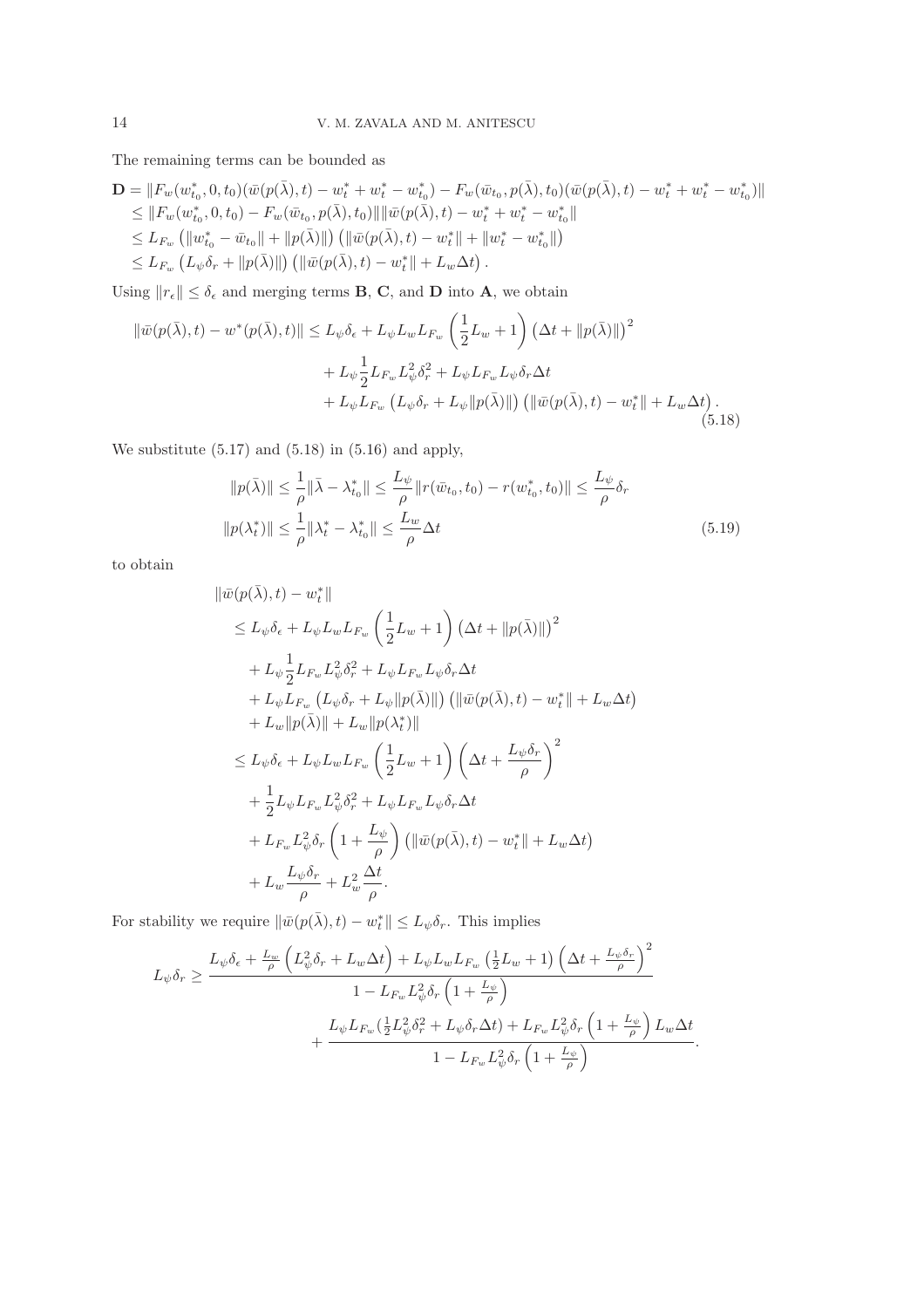The remaining terms can be bounded as

$$
\begin{aligned}
\mathbf{D} &= \|F_w(w^*_{t_0},0,t_0)(\bar{w}(p(\bar{\lambda}),t) - w^*_t + w^*_t - w^*_{t_0}) - F_w(\bar{w}_{t_0},p(\bar{\lambda}),t_0)(\bar{w}(p(\bar{\lambda}),t) - w^*_t + w^*_t - w^*_{t_0})\| \\
&\leq \|F_w(w^*_{t_0},0,t_0) - F_w(\bar{w}_{t_0},p(\bar{\lambda}),t_0)\| \|\bar{w}(p(\bar{\lambda}),t) - w^*_t + w^*_t - w^*_{t_0}\| \\
&\leq L_{F_w}\left(\|w^*_{t_0} - \bar{w}_{t_0}\| + \|p(\bar{\lambda})\|\right)\left(\|\bar{w}(p(\bar{\lambda}),t) - w^*_t\| + \|w^*_t - w^*_{t_0}\|\right) \\
&\leq L_{F_w}\left(L_\psi \delta_r + \|p(\bar{\lambda})\|\right)\left(\|\bar{w}(p(\bar{\lambda}),t) - w^*_t\| + L_w \Delta t\right).
\end{aligned}
$$

Using $\|r_\epsilon\| \leq \delta_\epsilon$ and merging terms **B**, **C**, and **D** into **A**, we obtain

$$
\begin{aligned}
\|\bar{w}(p(\bar{\lambda}),t) - w^*(p(\bar{\lambda}),t)\| &\leq L_\psi \delta_\epsilon + L_\psi L_w L_{F_w}\left(\frac{1}{2}L_w + 1\right)\left(\Delta t + \|p(\bar{\lambda})\|\right)^2 \\
&\quad + L_\psi \frac{1}{2} L_{F_w} L_\psi^2 \delta_r^2 + L_\psi L_{F_w} L_\psi \delta_r \Delta t \\
&\quad + L_\psi L_{F_w}\left(L_\psi \delta_r + L_\psi \|p(\bar{\lambda})\|\right)\left(\|\bar{w}(p(\bar{\lambda}),t) - w^*_t\| + L_w \Delta t\right).
\end{aligned}
\tag{5.18}
$$

We substitute (5.17) and (5.18) in (5.16) and apply,

$$
\begin{aligned}
\|p(\bar{\lambda})\| &\leq \frac{1}{\rho}\|\bar{\lambda} - \lambda^*_{t_0}\| \leq \frac{L_\psi}{\rho}\|r(\bar{w}_{t_0},t_0) - r(w^*_{t_0},t_0)\| \leq \frac{L_\psi}{\rho}\delta_r \\
\|p(\lambda^*_t)\| &\leq \frac{1}{\rho}\|\lambda^*_t - \lambda^*_{t_0}\| \leq \frac{L_w}{\rho}\Delta t
\end{aligned}
\tag{5.19}
$$

to obtain

$$
\begin{aligned}
&\|\bar{w}(p(\bar{\lambda}),t) - w^*_t\| \\
&\quad \leq L_\psi \delta_\epsilon + L_\psi L_w L_{F_w}\left(\frac{1}{2}L_w + 1\right)\left(\Delta t + \|p(\bar{\lambda})\|\right)^2 \\
&\quad\quad + L_\psi \frac{1}{2} L_{F_w} L_\psi^2 \delta_r^2 + L_\psi L_{F_w} L_\psi \delta_r \Delta t \\
&\quad\quad + L_\psi L_{F_w}\left(L_\psi \delta_r + L_\psi \|p(\bar{\lambda})\|\right)\left(\|\bar{w}(p(\bar{\lambda}),t) - w^*_t\| + L_w \Delta t\right) \\
&\quad\quad + L_w \|p(\bar{\lambda})\| + L_w \|p(\lambda^*_t)\| \\
&\quad \leq L_\psi \delta_\epsilon + L_\psi L_w L_{F_w}\left(\frac{1}{2}L_w + 1\right)\left(\Delta t + \frac{L_\psi \delta_r}{\rho}\right)^2 \\
&\quad\quad + \frac{1}{2} L_\psi L_{F_w} L_\psi^2 \delta_r^2 + L_\psi L_{F_w} L_\psi \delta_r \Delta t \\
&\quad\quad + L_{F_w} L_\psi^2 \delta_r \left(1 + \frac{L_\psi}{\rho}\right)\left(\|\bar{w}(p(\bar{\lambda}),t) - w^*_t\| + L_w \Delta t\right) \\
&\quad\quad + L_w \frac{L_\psi \delta_r}{\rho} + L_w^2 \frac{\Delta t}{\rho}.
\end{aligned}
$$

For stability we require $\|\bar{w}(p(\bar{\lambda}),t) - w^*_t\| \leq L_\psi \delta_r$. This implies

$$
\begin{aligned}
L_\psi \delta_r \geq\ & \frac{L_\psi \delta_\epsilon + \frac{L_w}{\rho}\left(L_\psi^2 \delta_r + L_w \Delta t\right) + L_\psi L_w L_{F_w}\left(\frac{1}{2}L_w + 1\right)\left(\Delta t + \frac{L_\psi \delta_r}{\rho}\right)^2}{1 - L_{F_w} L_\psi^2 \delta_r \left(1 + \frac{L_\psi}{\rho}\right)} \\
&+ \frac{L_\psi L_{F_w}\left(\frac{1}{2}L_\psi^2 \delta_r^2 + L_\psi \delta_r \Delta t\right) + L_{F_w} L_\psi^2 \delta_r \left(1 + \frac{L_\psi}{\rho}\right) L_w \Delta t}{1 - L_{F_w} L_\psi^2 \delta_r \left(1 + \frac{L_\psi}{\rho}\right)}.
\end{aligned}
$$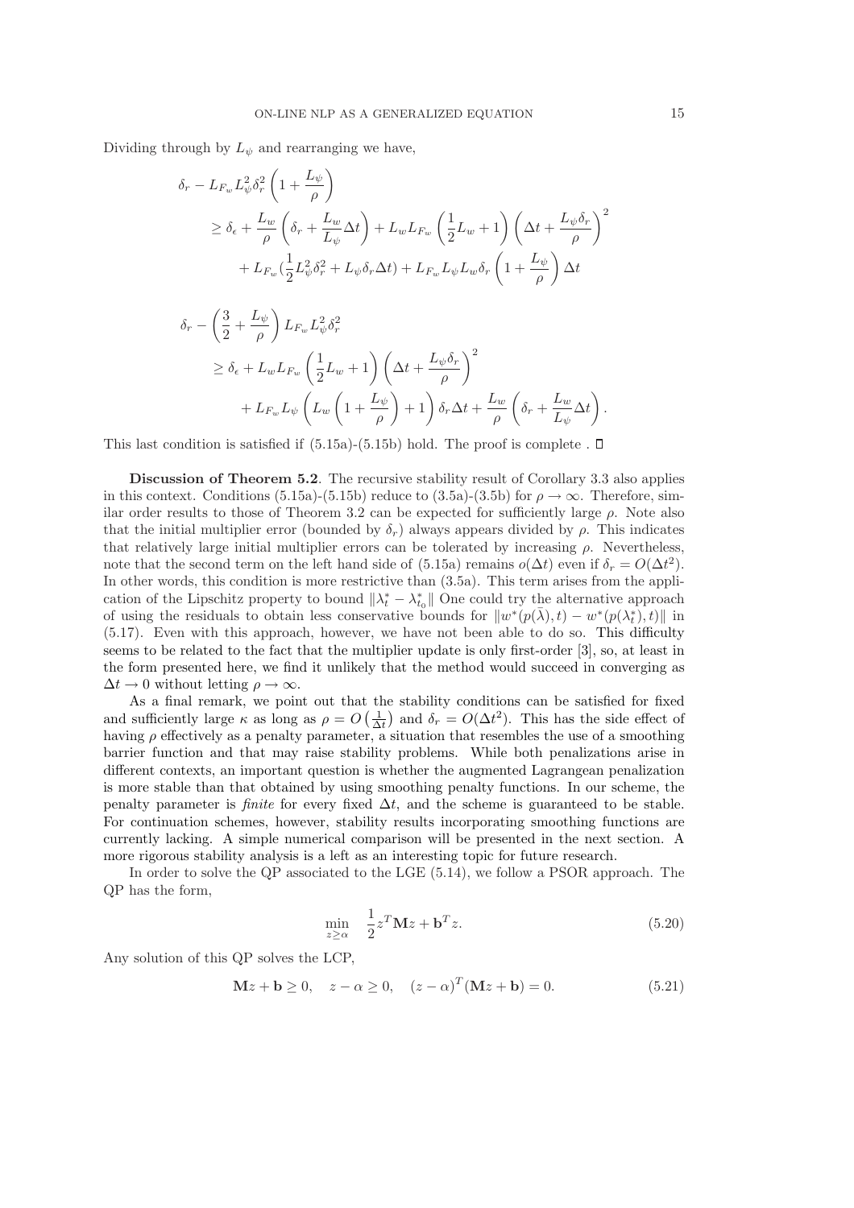Dividing through by $L_\psi$ and rearranging we have,

$$
\begin{aligned}
\delta_r - L_{F_w} L_\psi^2 \delta_r^2 \left(1 + \frac{L_\psi}{\rho}\right) & \\
\geq \delta_\epsilon + \frac{L_w}{\rho}\left(\delta_r + \frac{L_w}{L_\psi}\Delta t\right) &+ L_w L_{F_w}\left(\frac{1}{2}L_w + 1\right)\left(\Delta t + \frac{L_\psi \delta_r}{\rho}\right)^2 \\
&+ L_{F_w}\left(\frac{1}{2}L_\psi^2\delta_r^2 + L_\psi \delta_r \Delta t\right) + L_{F_w} L_\psi L_w \delta_r \left(1 + \frac{L_\psi}{\rho}\right)\Delta t
\end{aligned}
$$

$$
\begin{aligned}
\delta_r - \left(\frac{3}{2} + \frac{L_\psi}{\rho}\right) L_{F_w} L_\psi^2 \delta_r^2 & \\
\geq \delta_\epsilon + L_w L_{F_w}\left(\frac{1}{2}L_w + 1\right)&\left(\Delta t + \frac{L_\psi \delta_r}{\rho}\right)^2 \\
&+ L_{F_w} L_\psi \left(L_w\left(1 + \frac{L_\psi}{\rho}\right) + 1\right)\delta_r \Delta t + \frac{L_w}{\rho}\left(\delta_r + \frac{L_w}{L_\psi}\Delta t\right).
\end{aligned}
$$

This last condition is satisfied if (5.15a)-(5.15b) hold. The proof is complete . □

**Discussion of Theorem 5.2**. The recursive stability result of Corollary 3.3 also applies in this context. Conditions (5.15a)-(5.15b) reduce to (3.5a)-(3.5b) for $\rho \to \infty$. Therefore, similar order results to those of Theorem 3.2 can be expected for sufficiently large $\rho$. Note also that the initial multiplier error (bounded by $\delta_r$) always appears divided by $\rho$. This indicates that relatively large initial multiplier errors can be tolerated by increasing $\rho$. Nevertheless, note that the second term on the left hand side of (5.15a) remains $o(\Delta t)$ even if $\delta_r = O(\Delta t^2)$. In other words, this condition is more restrictive than (3.5a). This term arises from the application of the Lipschitz property to bound $\|\lambda_t^* - \lambda_{t_0}^*\|$ One could try the alternative approach of using the residuals to obtain less conservative bounds for $\|w^*(p(\bar{\lambda}), t) - w^*(p(\lambda_t^*), t)\|$ in (5.17). Even with this approach, however, we have not been able to do so. This difficulty seems to be related to the fact that the multiplier update is only first-order [3], so, at least in the form presented here, we find it unlikely that the method would succeed in converging as $\Delta t \to 0$ without letting $\rho \to \infty$.

As a final remark, we point out that the stability conditions can be satisfied for fixed and sufficiently large $\kappa$ as long as $\rho = O\left(\frac{1}{\Delta t}\right)$ and $\delta_r = O(\Delta t^2)$. This has the side effect of having $\rho$ effectively as a penalty parameter, a situation that resembles the use of a smoothing barrier function and that may raise stability problems. While both penalizations arise in different contexts, an important question is whether the augmented Lagrangean penalization is more stable than that obtained by using smoothing penalty functions. In our scheme, the penalty parameter is *finite* for every fixed $\Delta t$, and the scheme is guaranteed to be stable. For continuation schemes, however, stability results incorporating smoothing functions are currently lacking. A simple numerical comparison will be presented in the next section. A more rigorous stability analysis is a left as an interesting topic for future research.

In order to solve the QP associated to the LGE (5.14), we follow a PSOR approach. The QP has the form,

$$
\min_{z \geq \alpha} \quad \frac{1}{2} z^T \mathbf{M} z + \mathbf{b}^T z. \tag{5.20}
$$

Any solution of this QP solves the LCP,

$$
\mathbf{M}z + \mathbf{b} \geq 0, \quad z - \alpha \geq 0, \quad (z - \alpha)^T(\mathbf{M}z + \mathbf{b}) = 0. \tag{5.21}
$$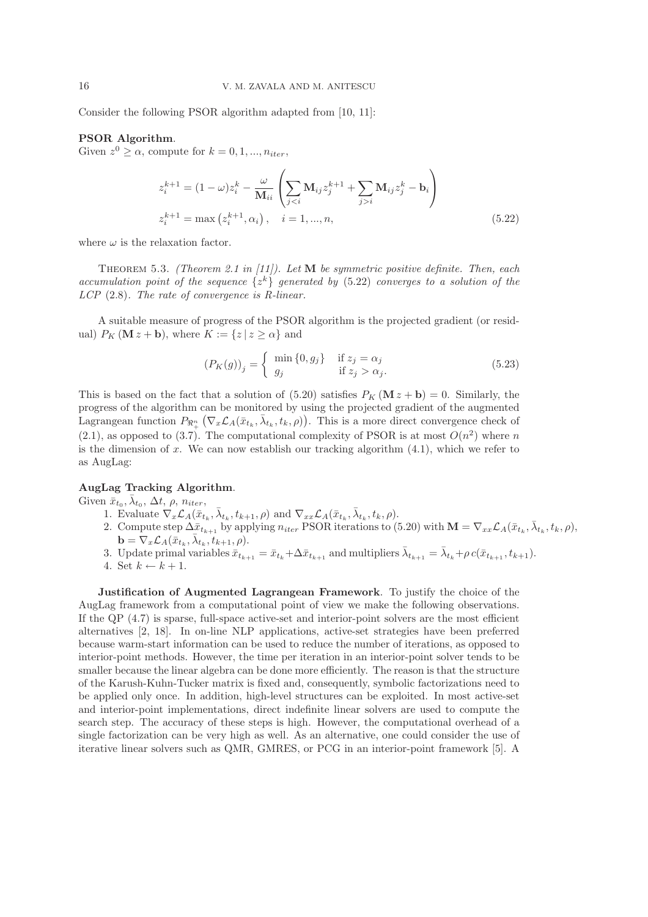Consider the following PSOR algorithm adapted from [10, 11]:

**PSOR Algorithm**.
Given $z^0 \geq \alpha$, compute for $k = 0, 1, ..., n_{iter}$,

$$
\begin{aligned}
z_i^{k+1} &= (1-\omega) z_i^k - \frac{\omega}{\mathbf{M}_{ii}} \left( \sum_{j<i} \mathbf{M}_{ij} z_j^{k+1} + \sum_{j>i} \mathbf{M}_{ij} z_j^k - \mathbf{b}_i \right) \\
z_i^{k+1} &= \max\left(z_i^{k+1}, \alpha_i\right), \quad i = 1, ..., n,
\end{aligned}
\tag{5.22}
$$

where $\omega$ is the relaxation factor.

Theorem 5.3. *(Theorem 2.1 in [11]). Let* $\mathbf{M}$ *be symmetric positive definite. Then, each accumulation point of the sequence* $\{z^k\}$ *generated by* (5.22) *converges to a solution of the LCP* (2.8)*. The rate of convergence is R-linear.*

A suitable measure of progress of the PSOR algorithm is the projected gradient (or residual) $P_K(\mathbf{M}\, z + \mathbf{b})$, where $K := \{z \,|\, z \geq \alpha\}$ and

$$
\left(P_K(g)\right)_j = \begin{cases} \min\{0, g_j\} & \text{if } z_j = \alpha_j \\ g_j & \text{if } z_j > \alpha_j. \end{cases}
\tag{5.23}
$$

This is based on the fact that a solution of (5.20) satisfies $P_K(\mathbf{M}\, z + \mathbf{b}) = 0$. Similarly, the progress of the algorithm can be monitored by using the projected gradient of the augmented Lagrangean function $P_{\Re_+^n}\left(\nabla_x \mathcal{L}_A(\bar{x}_{t_k}, \bar{\lambda}_{t_k}, t_k, \rho)\right)$. This is a more direct convergence check of (2.1), as opposed to (3.7). The computational complexity of PSOR is at most $O(n^2)$ where $n$ is the dimension of $x$. We can now establish our tracking algorithm (4.1), which we refer to as AugLag:

**AugLag Tracking Algorithm**.
Given $\bar{x}_{t_0}, \bar{\lambda}_{t_0}$, $\Delta t$, $\rho$, $n_{iter}$,

1. Evaluate $\nabla_x \mathcal{L}_A(\bar{x}_{t_k}, \bar{\lambda}_{t_k}, t_{k+1}, \rho)$ and $\nabla_{xx} \mathcal{L}_A(\bar{x}_{t_k}, \bar{\lambda}_{t_k}, t_k, \rho)$.
2. Compute step $\Delta \bar{x}_{t_{k+1}}$ by applying $n_{iter}$ PSOR iterations to (5.20) with $\mathbf{M} = \nabla_{xx} \mathcal{L}_A(\bar{x}_{t_k}, \bar{\lambda}_{t_k}, t_k, \rho)$, $\mathbf{b} = \nabla_x \mathcal{L}_A(\bar{x}_{t_k}, \bar{\lambda}_{t_k}, t_{k+1}, \rho)$.
3. Update primal variables $\bar{x}_{t_{k+1}} = \bar{x}_{t_k} + \Delta \bar{x}_{t_{k+1}}$ and multipliers $\bar{\lambda}_{t_{k+1}} = \bar{\lambda}_{t_k} + \rho\, c(\bar{x}_{t_{k+1}}, t_{k+1})$.
4. Set $k \leftarrow k + 1$.

**Justification of Augmented Lagrangean Framework**. To justify the choice of the AugLag framework from a computational point of view we make the following observations. If the QP (4.7) is sparse, full-space active-set and interior-point solvers are the most efficient alternatives [2, 18]. In on-line NLP applications, active-set strategies have been preferred because warm-start information can be used to reduce the number of iterations, as opposed to interior-point methods. However, the time per iteration in an interior-point solver tends to be smaller because the linear algebra can be done more efficiently. The reason is that the structure of the Karush-Kuhn-Tucker matrix is fixed and, consequently, symbolic factorizations need to be applied only once. In addition, high-level structures can be exploited. In most active-set and interior-point implementations, direct indefinite linear solvers are used to compute the search step. The accuracy of these steps is high. However, the computational overhead of a single factorization can be very high as well. As an alternative, one could consider the use of iterative linear solvers such as QMR, GMRES, or PCG in an interior-point framework [5]. A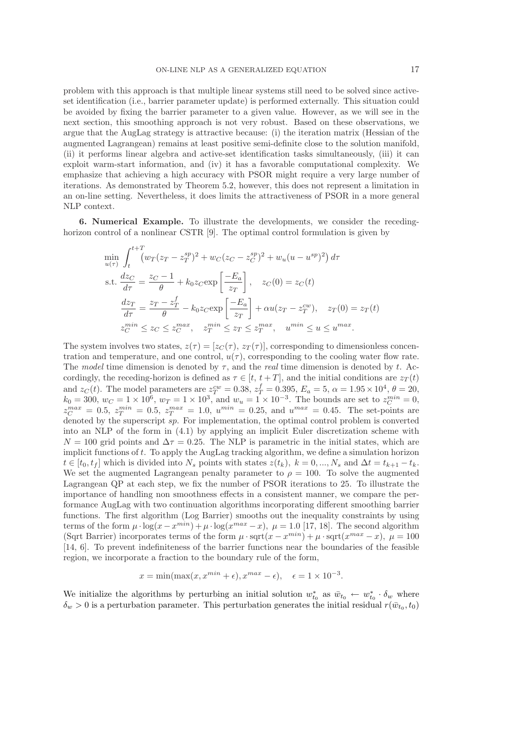problem with this approach is that multiple linear systems still need to be solved since active-set identification (i.e., barrier parameter update) is performed externally. This situation could be avoided by fixing the barrier parameter to a given value. However, as we will see in the next section, this smoothing approach is not very robust. Based on these observations, we argue that the AugLag strategy is attractive because: (i) the iteration matrix (Hessian of the augmented Lagrangean) remains at least positive semi-definite close to the solution manifold, (ii) it performs linear algebra and active-set identification tasks simultaneously, (iii) it can exploit warm-start information, and (iv) it has a favorable computational complexity. We emphasize that achieving a high accuracy with PSOR might require a very large number of iterations. As demonstrated by Theorem 5.2, however, this does not represent a limitation in an on-line setting. Nevertheless, it does limits the attractiveness of PSOR in a more general NLP context.

**6. Numerical Example.** To illustrate the developments, we consider the receding-horizon control of a nonlinear CSTR [9]. The optimal control formulation is given by

$$
\begin{aligned}
&\min_{u(\tau)} \int_t^{t+T} \left( w_T(z_T - z_T^{sp})^2 + w_C(z_C - z_C^{sp})^2 + w_u(u - u^{sp})^2 \right) d\tau \\
&\text{s.t. } \frac{dz_C}{d\tau} = \frac{z_C - 1}{\theta} + k_0 z_C \exp\left[\frac{-E_a}{z_T}\right], \quad z_C(0) = z_C(t) \\
&\quad\;\; \frac{dz_T}{d\tau} = \frac{z_T - z_T^f}{\theta} - k_0 z_C \exp\left[\frac{-E_a}{z_T}\right] + \alpha u(z_T - z_T^{cw}), \quad z_T(0) = z_T(t) \\
&\quad\;\; z_C^{min} \le z_C \le z_C^{max}, \quad z_T^{min} \le z_T \le z_T^{max}, \quad u^{min} \le u \le u^{max}.
\end{aligned}
$$

The system involves two states, $z(\tau) = [z_C(\tau),\, z_T(\tau)]$, corresponding to dimensionless concentration and temperature, and one control, $u(\tau)$, corresponding to the cooling water flow rate. The *model* time dimension is denoted by $\tau$, and the *real* time dimension is denoted by $t$. Accordingly, the receding-horizon is defined as $\tau \in [t,\, t+T]$, and the initial conditions are $z_T(t)$ and $z_C(t)$. The model parameters are $z_T^{cw} = 0.38$, $z_T^f = 0.395$, $E_a = 5$, $\alpha = 1.95 \times 10^4$, $\theta = 20$, $k_0 = 300$, $w_C = 1 \times 10^6$, $w_T = 1 \times 10^3$, and $w_u = 1 \times 10^{-3}$. The bounds are set to $z_C^{min} = 0$, $z_C^{max} = 0.5$, $z_T^{min} = 0.5$, $z_T^{max} = 1.0$, $u^{min} = 0.25$, and $u^{max} = 0.45$. The set-points are denoted by the superscript *sp*. For implementation, the optimal control problem is converted into an NLP of the form in (4.1) by applying an implicit Euler discretization scheme with $N = 100$ grid points and $\Delta\tau = 0.25$. The NLP is parametric in the initial states, which are implicit functions of $t$. To apply the AugLag tracking algorithm, we define a simulation horizon $t \in [t_0, t_f]$ which is divided into $N_s$ points with states $z(t_k),\ k = 0, ..., N_s$ and $\Delta t = t_{k+1} - t_k$. We set the augmented Lagrangean penalty parameter to $\rho = 100$. To solve the augmented Lagrangean QP at each step, we fix the number of PSOR iterations to 25. To illustrate the importance of handling non smoothness effects in a consistent manner, we compare the performance AugLag with two continuation algorithms incorporating different smoothing barrier functions. The first algorithm (Log Barrier) smooths out the inequality constraints by using terms of the form $\mu \cdot \log(x - x^{min}) + \mu \cdot \log(x^{max} - x),\ \mu = 1.0$ [17, 18]. The second algorithm (Sqrt Barrier) incorporates terms of the form $\mu \cdot \text{sqrt}(x - x^{min}) + \mu \cdot \text{sqrt}(x^{max} - x),\ \mu = 100$ [14, 6]. To prevent indefiniteness of the barrier functions near the boundaries of the feasible region, we incorporate a fraction to the boundary rule of the form,

$$
x = \min(\max(x, x^{min} + \epsilon), x^{max} - \epsilon), \quad \epsilon = 1 \times 10^{-3}.
$$

We initialize the algorithms by perturbing an initial solution $w_{t_0}^*$ as $\bar{w}_{t_0} \leftarrow w_{t_0}^* \cdot \delta_w$ where $\delta_w > 0$ is a perturbation parameter. This perturbation generates the initial residual $r(\bar{w}_{t_0}, t_0)$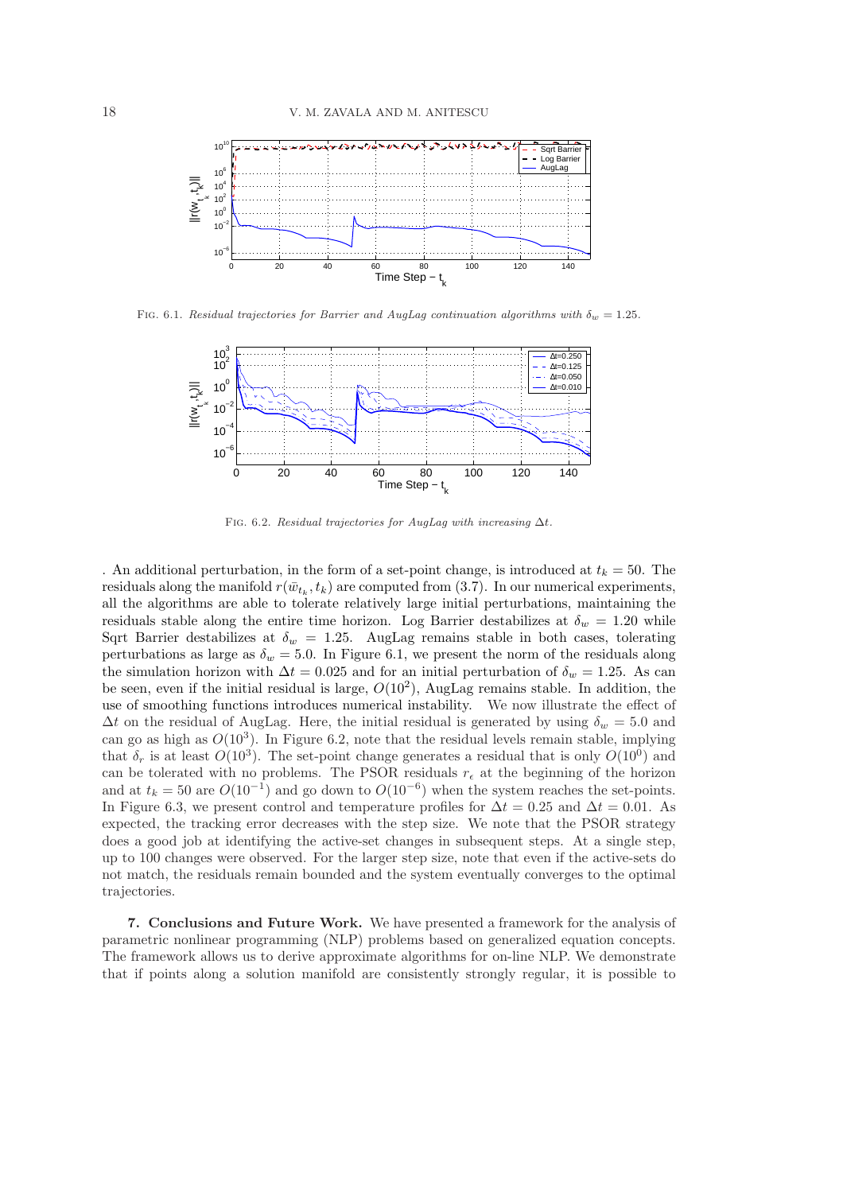FIG. 6.1. *Residual trajectories for Barrier and AugLag continuation algorithms with* $\delta_w = 1.25$.

FIG. 6.2. *Residual trajectories for AugLag with increasing* $\Delta t$.

. An additional perturbation, in the form of a set-point change, is introduced at $t_k = 50$. The residuals along the manifold $r(\bar{w}_{t_k}, t_k)$ are computed from (3.7). In our numerical experiments, all the algorithms are able to tolerate relatively large initial perturbations, maintaining the residuals stable along the entire time horizon. Log Barrier destabilizes at $\delta_w = 1.20$ while Sqrt Barrier destabilizes at $\delta_w = 1.25$. AugLag remains stable in both cases, tolerating perturbations as large as $\delta_w = 5.0$. In Figure 6.1, we present the norm of the residuals along the simulation horizon with $\Delta t = 0.025$ and for an initial perturbation of $\delta_w = 1.25$. As can be seen, even if the initial residual is large, $O(10^2)$, AugLag remains stable. In addition, the use of smoothing functions introduces numerical instability. We now illustrate the effect of $\Delta t$ on the residual of AugLag. Here, the initial residual is generated by using $\delta_w = 5.0$ and can go as high as $O(10^3)$. In Figure 6.2, note that the residual levels remain stable, implying that $\delta_r$ is at least $O(10^3)$. The set-point change generates a residual that is only $O(10^0)$ and can be tolerated with no problems. The PSOR residuals $r_\epsilon$ at the beginning of the horizon and at $t_k = 50$ are $O(10^{-1})$ and go down to $O(10^{-6})$ when the system reaches the set-points. In Figure 6.3, we present control and temperature profiles for $\Delta t = 0.25$ and $\Delta t = 0.01$. As expected, the tracking error decreases with the step size. We note that the PSOR strategy does a good job at identifying the active-set changes in subsequent steps. At a single step, up to 100 changes were observed. For the larger step size, note that even if the active-sets do not match, the residuals remain bounded and the system eventually converges to the optimal trajectories.

**7. Conclusions and Future Work.** We have presented a framework for the analysis of parametric nonlinear programming (NLP) problems based on generalized equation concepts. The framework allows us to derive approximate algorithms for on-line NLP. We demonstrate that if points along a solution manifold are consistently strongly regular, it is possible to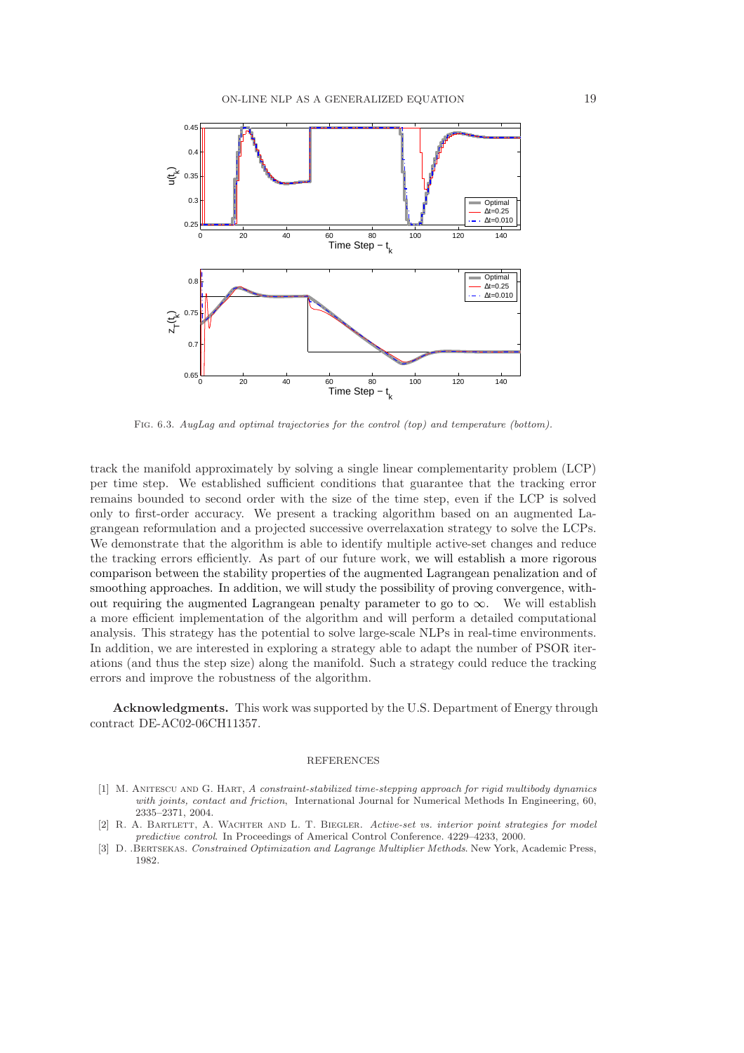FIG. 6.3. *AugLag and optimal trajectories for the control (top) and temperature (bottom).*

track the manifold approximately by solving a single linear complementarity problem (LCP) per time step. We established sufficient conditions that guarantee that the tracking error remains bounded to second order with the size of the time step, even if the LCP is solved only to first-order accuracy. We present a tracking algorithm based on an augmented Lagrangean reformulation and a projected successive overrelaxation strategy to solve the LCPs. We demonstrate that the algorithm is able to identify multiple active-set changes and reduce the tracking errors efficiently. As part of our future work, we will establish a more rigorous comparison between the stability properties of the augmented Lagrangean penalization and of smoothing approaches. In addition, we will study the possibility of proving convergence, without requiring the augmented Lagrangean penalty parameter to go to $\infty$. We will establish a more efficient implementation of the algorithm and will perform a detailed computational analysis. This strategy has the potential to solve large-scale NLPs in real-time environments. In addition, we are interested in exploring a strategy able to adapt the number of PSOR iterations (and thus the step size) along the manifold. Such a strategy could reduce the tracking errors and improve the robustness of the algorithm.

**Acknowledgments.** This work was supported by the U.S. Department of Energy through contract DE-AC02-06CH11357.

## REFERENCES

[1] M. Anitescu and G. Hart, *A constraint-stabilized time-stepping approach for rigid multibody dynamics with joints, contact and friction*, International Journal for Numerical Methods In Engineering, 60, 2335–2371, 2004.

[2] R. A. Bartlett, A. Wachter and L. T. Biegler. *Active-set vs. interior point strategies for model predictive control*. In Proceedings of Americal Control Conference. 4229–4233, 2000.

[3] D. .Bertsekas. *Constrained Optimization and Lagrange Multiplier Methods*. New York, Academic Press, 1982.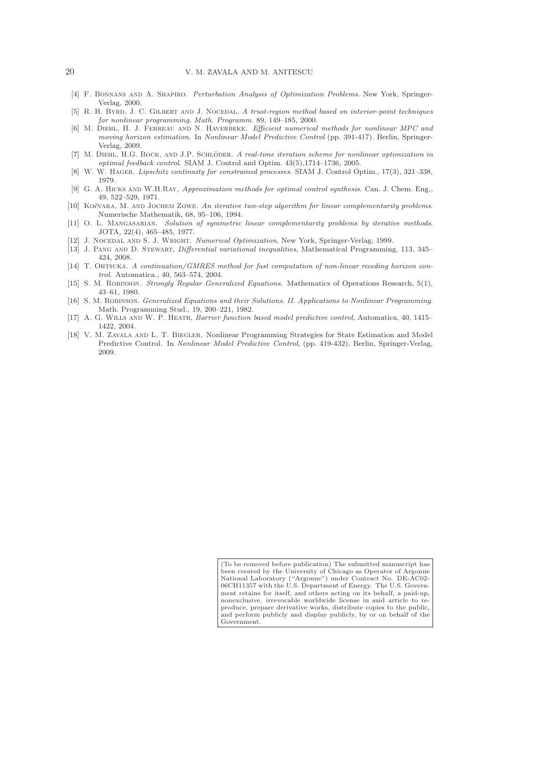[4] F. Bonnans and A. Shapiro. *Perturbation Analysis of Optimization Problems*. New York, Springer-Verlag, 2000.

[5] R. H. Byrd, J. C. Gilbert and J. Nocedal. *A trust-region method based on interior-point techniques for nonlinear programming*. *Math. Programm.* 89, 149–185, 2000.

[6] M. Diehl, H. J. Ferreau and N. Haverbeke. *Efficient numerical methods for nonlinear MPC and moving horizon estimation*. In *Nonlinear Model Predictive Control* (pp. 391-417). Berlin, Springer-Verlag, 2009.

[7] M. Diehl, H.G. Bock, and J.P. Schlöder. *A real-time iteration scheme for nonlinear optimization in optimal feedback control*. SIAM J. Control and Optim. 43(5),1714–1736, 2005.

[8] W. W. Hager. *Lipschitz continuity for constrained processes.* SIAM J. Control Optim., 17(3), 321–338, 1979.

[9] G. A. Hicks and W.H.Ray, *Approximation methods for optimal control synthesis*. Can. J. Chem. Eng., 49, 522–529, 1971.

[10] Kočvara, M. and Jochem Zowe. *An iterative two-step algorithm for linear complementarity problems.* Numerische Mathematik, 68, 95–106, 1994.

[11] O. L. Mangasarian. *Solution of symmetric linear complementarity problems by iterative methods.* JOTA, 22(4), 465–485, 1977.

[12] J. Nocedal and S. J. Wright. *Numerical Optimization*. New York, Springer-Verlag, 1999.

[13] J. Pang and D. Stewart, *Differential variational inequalities*, Mathematical Programming, 113, 345–424, 2008.

[14] T. Ohtsuka. *A continuation/GMRES method for fast computation of non-linear receding horizon control*. Automatica., 40, 563–574, 2004.

[15] S. M. Robinson. *Strongly Regular Generalized Equations*. Mathematics of Operations Research, 5(1), 43–61, 1980.

[16] S. M. Robinson. *Generalized Equations and their Solutions. II. Applications to Nonlinear Programming.* Math. Programming Stud., 19, 200–221, 1982.

[17] A. G. Wills and W. P. Heath, *Barrier function based model predictive control*, Automatica, 40, 1415–1422, 2004.

[18] V. M. Zavala and L. T. Biegler. Nonlinear Programming Strategies for State Estimation and Model Predictive Control. In *Nonlinear Model Predictive Control*, (pp. 419-432). Berlin, Springer-Verlag, 2009.

(To be removed before publication) The submitted manuscript has been created by the University of Chicago as Operator of Argonne National Laboratory ("Argonne") under Contract No. DE-AC02-06CH11357 with the U.S. Department of Energy. The U.S. Government retains for itself, and others acting on its behalf, a paid-up, nonexclusive, irrevocable worldwide license in said article to reproduce, prepare derivative works, distribute copies to the public, and perform publicly and display publicly, by or on behalf of the Government.